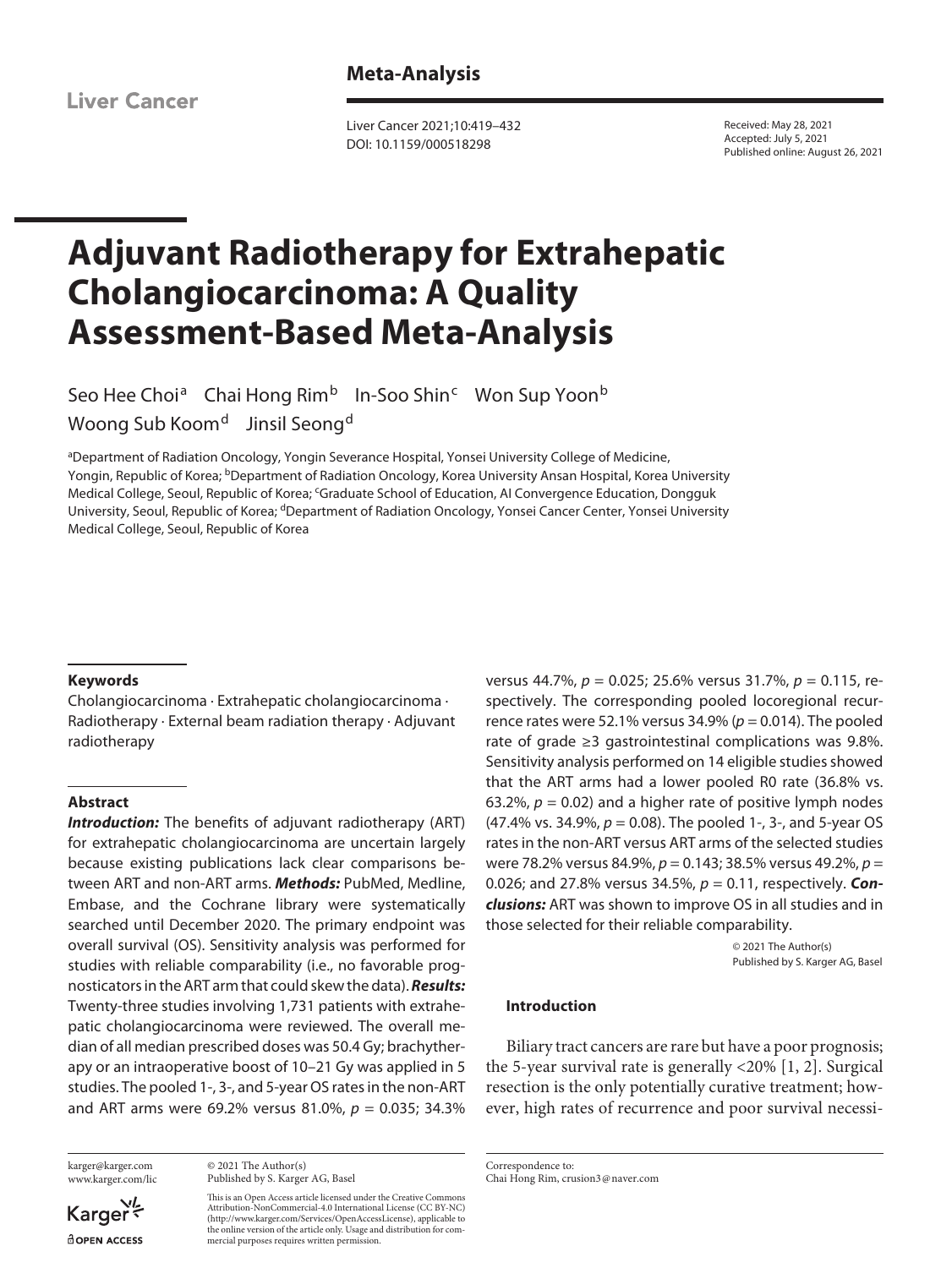Meta-Analysis

Received: May 28, 2021
Accepted: July 5, 2021
Published online: August 26, 2021

# Adjuvant Radiotherapy for Extrahepatic Cholangiocarcinoma: A Quality Assessment-Based Meta-Analysis

Seo Hee Choi[a] Chai Hong Rim[b] In-Soo Shin[c] Won Sup Yoon[b] Woong Sub Koom[d] Jinsil Seong[d]

[a]Department of Radiation Oncology, Yongin Severance Hospital, Yonsei University College of Medicine, Yongin, Republic of Korea; [b]Department of Radiation Oncology, Korea University Ansan Hospital, Korea University Medical College, Seoul, Republic of Korea; [c]Graduate School of Education, AI Convergence Education, Dongguk University, Seoul, Republic of Korea; [d]Department of Radiation Oncology, Yonsei Cancer Center, Yonsei University Medical College, Seoul, Republic of Korea

## Keywords

Cholangiocarcinoma · Extrahepatic cholangiocarcinoma · Radiotherapy · External beam radiation therapy · Adjuvant radiotherapy

## Abstract

***Introduction:*** The benefits of adjuvant radiotherapy (ART) for extrahepatic cholangiocarcinoma are uncertain largely because existing publications lack clear comparisons between ART and non-ART arms. ***Methods:*** PubMed, Medline, Embase, and the Cochrane library were systematically searched until December 2020. The primary endpoint was overall survival (OS). Sensitivity analysis was performed for studies with reliable comparability (i.e., no favorable prognosticators in the ART arm that could skew the data). ***Results:*** Twenty-three studies involving 1,731 patients with extrahepatic cholangiocarcinoma were reviewed. The overall median of all median prescribed doses was 50.4 Gy; brachytherapy or an intraoperative boost of 10–21 Gy was applied in 5 studies. The pooled 1-, 3-, and 5-year OS rates in the non-ART and ART arms were 69.2% versus 81.0%, $p = 0.035$; 34.3% versus 44.7%, $p = 0.025$; 25.6% versus 31.7%, $p = 0.115$, respectively. The corresponding pooled locoregional recurrence rates were 52.1% versus 34.9% ($p = 0.014$). The pooled rate of grade ≥3 gastrointestinal complications was 9.8%. Sensitivity analysis performed on 14 eligible studies showed that the ART arms had a lower pooled R0 rate (36.8% vs. 63.2%, $p = 0.02$) and a higher rate of positive lymph nodes (47.4% vs. 34.9%, $p = 0.08$). The pooled 1-, 3-, and 5-year OS rates in the non-ART versus ART arms of the selected studies were 78.2% versus 84.9%, $p = 0.143$; 38.5% versus 49.2%, $p = 0.026$; and 27.8% versus 34.5%, $p = 0.11$, respectively. ***Conclusions:*** ART was shown to improve OS in all studies and in those selected for their reliable comparability.

© 2021 The Author(s)
Published by S. Karger AG, Basel

## Introduction

Biliary tract cancers are rare but have a poor prognosis; the 5-year survival rate is generally <20% [1, 2]. Surgical resection is the only potentially curative treatment; however, high rates of recurrence and poor survival necessi-

karger@karger.com
www.karger.com/lic

© 2021 The Author(s)
Published by S. Karger AG, Basel

This is an Open Access article licensed under the Creative Commons Attribution-NonCommercial-4.0 International License (CC BY-NC) (http://www.karger.com/Services/OpenAccessLicense), applicable to the online version of the article only. Usage and distribution for commercial purposes requires written permission.

Correspondence to:
Chai Hong Rim, crusion3@naver.com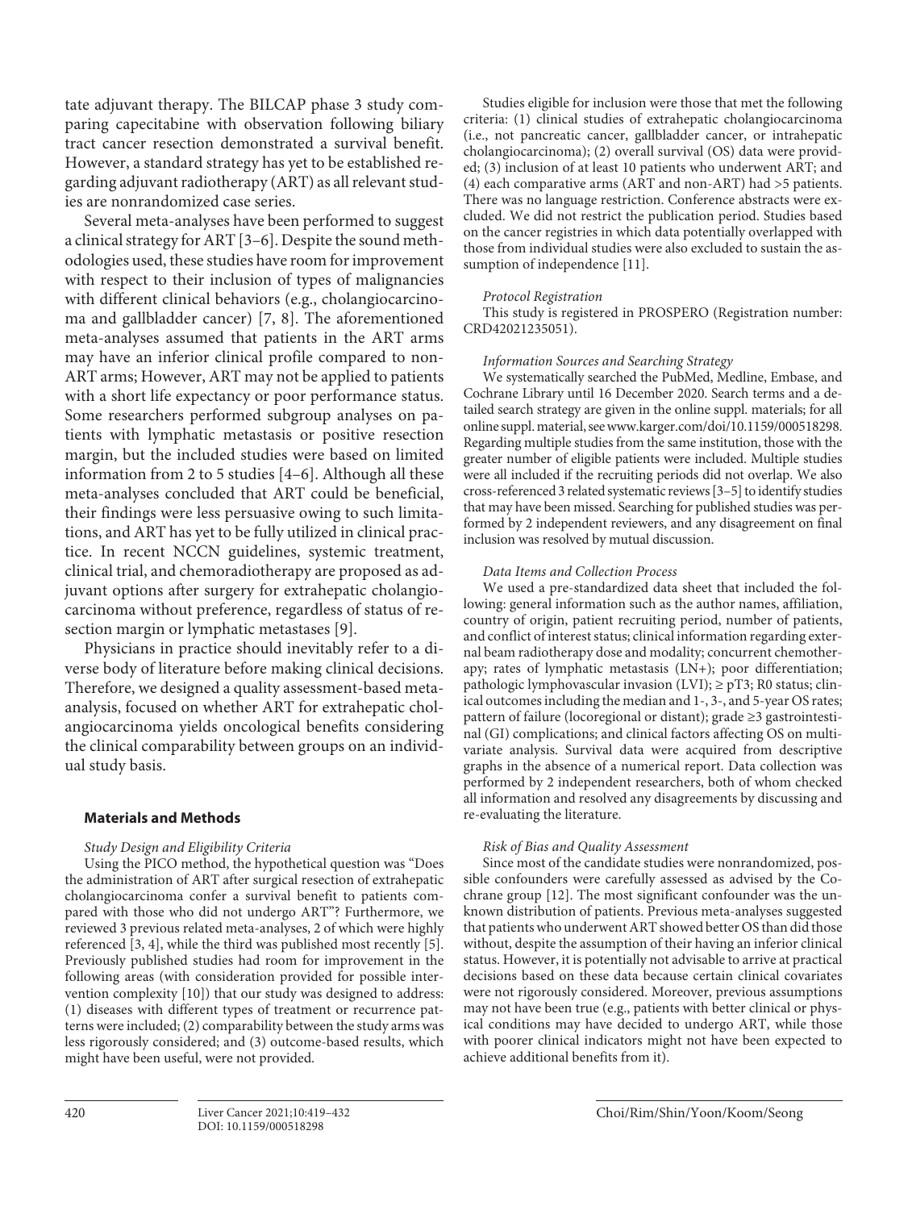tate adjuvant therapy. The BILCAP phase 3 study comparing capecitabine with observation following biliary tract cancer resection demonstrated a survival benefit. However, a standard strategy has yet to be established regarding adjuvant radiotherapy (ART) as all relevant studies are nonrandomized case series.

Several meta-analyses have been performed to suggest a clinical strategy for ART [3–6]. Despite the sound methodologies used, these studies have room for improvement with respect to their inclusion of types of malignancies with different clinical behaviors (e.g., cholangiocarcinoma and gallbladder cancer) [7, 8]. The aforementioned meta-analyses assumed that patients in the ART arms may have an inferior clinical profile compared to non-ART arms; However, ART may not be applied to patients with a short life expectancy or poor performance status. Some researchers performed subgroup analyses on patients with lymphatic metastasis or positive resection margin, but the included studies were based on limited information from 2 to 5 studies [4–6]. Although all these meta-analyses concluded that ART could be beneficial, their findings were less persuasive owing to such limitations, and ART has yet to be fully utilized in clinical practice. In recent NCCN guidelines, systemic treatment, clinical trial, and chemoradiotherapy are proposed as adjuvant options after surgery for extrahepatic cholangiocarcinoma without preference, regardless of status of resection margin or lymphatic metastases [9].

Physicians in practice should inevitably refer to a diverse body of literature before making clinical decisions. Therefore, we designed a quality assessment-based meta-analysis, focused on whether ART for extrahepatic cholangiocarcinoma yields oncological benefits considering the clinical comparability between groups on an individual study basis.

## Materials and Methods

### *Study Design and Eligibility Criteria*

Using the PICO method, the hypothetical question was "Does the administration of ART after surgical resection of extrahepatic cholangiocarcinoma confer a survival benefit to patients compared with those who did not undergo ART"? Furthermore, we reviewed 3 previous related meta-analyses, 2 of which were highly referenced [3, 4], while the third was published most recently [5]. Previously published studies had room for improvement in the following areas (with consideration provided for possible intervention complexity [10]) that our study was designed to address: (1) diseases with different types of treatment or recurrence patterns were included; (2) comparability between the study arms was less rigorously considered; and (3) outcome-based results, which might have been useful, were not provided.

Studies eligible for inclusion were those that met the following criteria: (1) clinical studies of extrahepatic cholangiocarcinoma (i.e., not pancreatic cancer, gallbladder cancer, or intrahepatic cholangiocarcinoma); (2) overall survival (OS) data were provided; (3) inclusion of at least 10 patients who underwent ART; and (4) each comparative arms (ART and non-ART) had >5 patients. There was no language restriction. Conference abstracts were excluded. We did not restrict the publication period. Studies based on the cancer registries in which data potentially overlapped with those from individual studies were also excluded to sustain the assumption of independence [11].

### *Protocol Registration*

This study is registered in PROSPERO (Registration number: CRD42021235051).

### *Information Sources and Searching Strategy*

We systematically searched the PubMed, Medline, Embase, and Cochrane Library until 16 December 2020. Search terms and a detailed search strategy are given in the online suppl. materials; for all online suppl. material, see www.karger.com/doi/10.1159/000518298. Regarding multiple studies from the same institution, those with the greater number of eligible patients were included. Multiple studies were all included if the recruiting periods did not overlap. We also cross-referenced 3 related systematic reviews [3–5] to identify studies that may have been missed. Searching for published studies was performed by 2 independent reviewers, and any disagreement on final inclusion was resolved by mutual discussion.

### *Data Items and Collection Process*

We used a pre-standardized data sheet that included the following: general information such as the author names, affiliation, country of origin, patient recruiting period, number of patients, and conflict of interest status; clinical information regarding external beam radiotherapy dose and modality; concurrent chemotherapy; rates of lymphatic metastasis (LN+); poor differentiation; pathologic lymphovascular invasion (LVI); ≥ pT3; R0 status; clinical outcomes including the median and 1-, 3-, and 5-year OS rates; pattern of failure (locoregional or distant); grade ≥3 gastrointestinal (GI) complications; and clinical factors affecting OS on multivariate analysis. Survival data were acquired from descriptive graphs in the absence of a numerical report. Data collection was performed by 2 independent researchers, both of whom checked all information and resolved any disagreements by discussing and re-evaluating the literature.

### *Risk of Bias and Quality Assessment*

Since most of the candidate studies were nonrandomized, possible confounders were carefully assessed as advised by the Cochrane group [12]. The most significant confounder was the unknown distribution of patients. Previous meta-analyses suggested that patients who underwent ART showed better OS than did those without, despite the assumption of their having an inferior clinical status. However, it is potentially not advisable to arrive at practical decisions based on these data because certain clinical covariates were not rigorously considered. Moreover, previous assumptions may not have been true (e.g., patients with better clinical or physical conditions may have decided to undergo ART, while those with poorer clinical indicators might not have been expected to achieve additional benefits from it).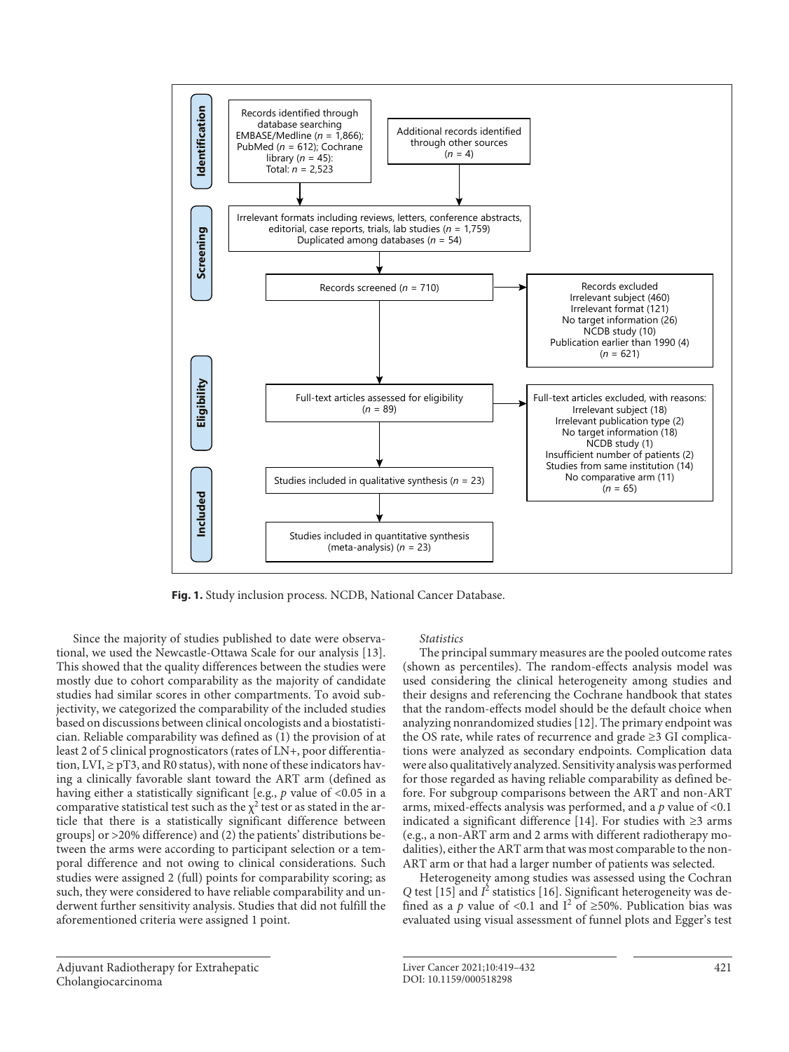**Identification**

- Records identified through database searching EMBASE/Medline ($n$ = 1,866); PubMed ($n$ = 612); Cochrane library ($n$ = 45): Total: $n$ = 2,523
- Additional records identified through other sources ($n$ = 4)

**Screening**

- Irrelevant formats including reviews, letters, conference abstracts, editorial, case reports, trials, lab studies ($n$ = 1,759) Duplicated among databases ($n$ = 54)
- Records screened ($n$ = 710)
- Records excluded: Irrelevant subject (460); Irrelevant format (121); No target information (26); NCDB study (10); Publication earlier than 1990 (4) ($n$ = 621)

**Eligibility**

- Full-text articles assessed for eligibility ($n$ = 89)
- Full-text articles excluded, with reasons: Irrelevant subject (18); Irrelevant publication type (2); No target information (18); NCDB study (1); Insufficient number of patients (2); Studies from same institution (14); No comparative arm (11) ($n$ = 65)

**Included**

- Studies included in qualitative synthesis ($n$ = 23)
- Studies included in quantitative synthesis (meta-analysis) ($n$ = 23)

**Fig. 1.** Study inclusion process. NCDB, National Cancer Database.

Since the majority of studies published to date were observational, we used the Newcastle-Ottawa Scale for our analysis [13]. This showed that the quality differences between the studies were mostly due to cohort comparability as the majority of candidate studies had similar scores in other compartments. To avoid subjectivity, we categorized the comparability of the included studies based on discussions between clinical oncologists and a biostatistician. Reliable comparability was defined as (1) the provision of at least 2 of 5 clinical prognosticators (rates of LN+, poor differentiation, LVI, ≥ pT3, and R0 status), with none of these indicators having a clinically favorable slant toward the ART arm (defined as having either a statistically significant [e.g., $p$ value of <0.05 in a comparative statistical test such as the $\chi^2$ test or as stated in the article that there is a statistically significant difference between groups] or >20% difference) and (2) the patients' distributions between the arms were according to participant selection or a temporal difference and not owing to clinical considerations. Such studies were assigned 2 (full) points for comparability scoring; as such, they were considered to have reliable comparability and underwent further sensitivity analysis. Studies that did not fulfill the aforementioned criteria were assigned 1 point.

*Statistics*

The principal summary measures are the pooled outcome rates (shown as percentiles). The random-effects analysis model was used considering the clinical heterogeneity among studies and their designs and referencing the Cochrane handbook that states that the random-effects model should be the default choice when analyzing nonrandomized studies [12]. The primary endpoint was the OS rate, while rates of recurrence and grade ≥3 GI complications were analyzed as secondary endpoints. Complication data were also qualitatively analyzed. Sensitivity analysis was performed for those regarded as having reliable comparability as defined before. For subgroup comparisons between the ART and non-ART arms, mixed-effects analysis was performed, and a $p$ value of <0.1 indicated a significant difference [14]. For studies with ≥3 arms (e.g., a non-ART arm and 2 arms with different radiotherapy modalities), either the ART arm that was most comparable to the non-ART arm or that had a larger number of patients was selected.

Heterogeneity among studies was assessed using the Cochran $Q$ test [15] and $I^2$ statistics [16]. Significant heterogeneity was defined as a $p$ value of <0.1 and $I^2$ of ≥50%. Publication bias was evaluated using visual assessment of funnel plots and Egger's test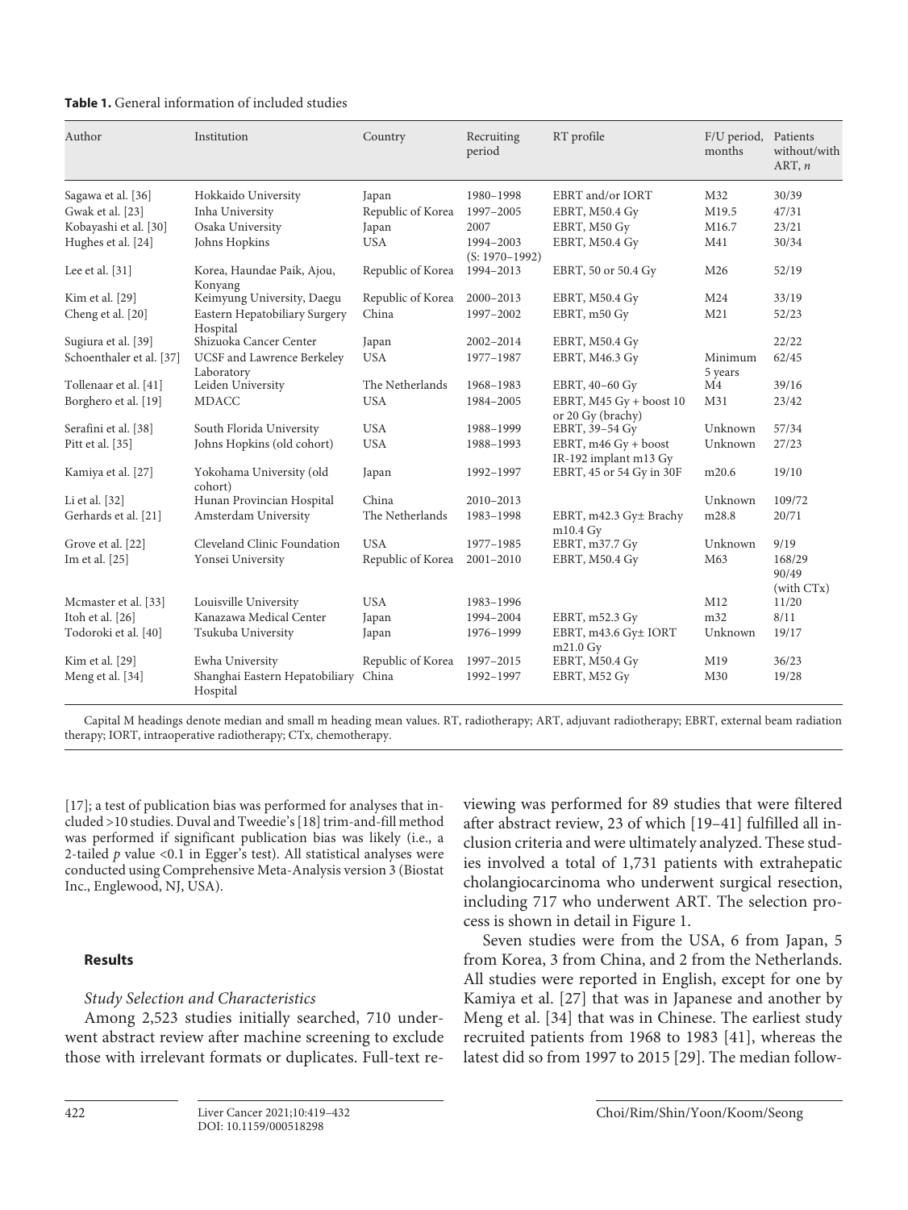**Table 1.** General information of included studies

| Author | Institution | Country | Recruiting period | RT profile | F/U period, months | Patients without/with ART, *n* |
|---|---|---|---|---|---|---|
| Sagawa et al. [36] | Hokkaido University | Japan | 1980–1998 | EBRT and/or IORT | M32 | 30/39 |
| Gwak et al. [23] | Inha University | Republic of Korea | 1997–2005 | EBRT, M50.4 Gy | M19.5 | 47/31 |
| Kobayashi et al. [30] | Osaka University | Japan | 2007 | EBRT, M50 Gy | M16.7 | 23/21 |
| Hughes et al. [24] | Johns Hopkins | USA | 1994–2003 (S: 1970–1992) | EBRT, M50.4 Gy | M41 | 30/34 |
| Lee et al. [31] | Korea, Haundae Paik, Ajou, Konyang | Republic of Korea | 1994–2013 | EBRT, 50 or 50.4 Gy | M26 | 52/19 |
| Kim et al. [29] | Keimyung University, Daegu | Republic of Korea | 2000–2013 | EBRT, M50.4 Gy | M24 | 33/19 |
| Cheng et al. [20] | Eastern Hepatobiliary Surgery Hospital | China | 1997–2002 | EBRT, m50 Gy | M21 | 52/23 |
| Sugiura et al. [39] | Shizuoka Cancer Center | Japan | 2002–2014 | EBRT, M50.4 Gy | | 22/22 |
| Schoenthaler et al. [37] | UCSF and Lawrence Berkeley Laboratory | USA | 1977–1987 | EBRT, M46.3 Gy | Minimum 5 years | 62/45 |
| Tollenaar et al. [41] | Leiden University | The Netherlands | 1968–1983 | EBRT, 40–60 Gy | M4 | 39/16 |
| Borghero et al. [19] | MDACC | USA | 1984–2005 | EBRT, M45 Gy + boost 10 or 20 Gy (brachy) | M31 | 23/42 |
| Serafini et al. [38] | South Florida University | USA | 1988–1999 | EBRT, 39–54 Gy | Unknown | 57/34 |
| Pitt et al. [35] | Johns Hopkins (old cohort) | USA | 1988–1993 | EBRT, m46 Gy + boost IR-192 implant m13 Gy | Unknown | 27/23 |
| Kamiya et al. [27] | Yokohama University (old cohort) | Japan | 1992–1997 | EBRT, 45 or 54 Gy in 30F | m20.6 | 19/10 |
| Li et al. [32] | Hunan Provincian Hospital | China | 2010–2013 | | Unknown | 109/72 |
| Gerhards et al. [21] | Amsterdam University | The Netherlands | 1983–1998 | EBRT, m42.3 Gy± Brachy m10.4 Gy | m28.8 | 20/71 |
| Grove et al. [22] | Cleveland Clinic Foundation | USA | 1977–1985 | EBRT, m37.7 Gy | Unknown | 9/19 |
| Im et al. [25] | Yonsei University | Republic of Korea | 2001–2010 | EBRT, M50.4 Gy | M63 | 168/29 90/49 (with CTx) |
| Mcmaster et al. [33] | Louisville University | USA | 1983–1996 | | M12 | 11/20 |
| Itoh et al. [26] | Kanazawa Medical Center | Japan | 1994–2004 | EBRT, m52.3 Gy | m32 | 8/11 |
| Todoroki et al. [40] | Tsukuba University | Japan | 1976–1999 | EBRT, m43.6 Gy± IORT m21.0 Gy | Unknown | 19/17 |
| Kim et al. [29] | Ewha University | Republic of Korea | 1997–2015 | EBRT, M50.4 Gy | M19 | 36/23 |
| Meng et al. [34] | Shanghai Eastern Hepatobiliary Hospital | China | 1992–1997 | EBRT, M52 Gy | M30 | 19/28 |

Capital M headings denote median and small m heading mean values. RT, radiotherapy; ART, adjuvant radiotherapy; EBRT, external beam radiation therapy; IORT, intraoperative radiotherapy; CTx, chemotherapy.

[17]; a test of publication bias was performed for analyses that included >10 studies. Duval and Tweedie's [18] trim-and-fill method was performed if significant publication bias was likely (i.e., a 2-tailed $p$ value <0.1 in Egger's test). All statistical analyses were conducted using Comprehensive Meta-Analysis version 3 (Biostat Inc., Englewood, NJ, USA).

## Results

### *Study Selection and Characteristics*

Among 2,523 studies initially searched, 710 underwent abstract review after machine screening to exclude those with irrelevant formats or duplicates. Full-text reviewing was performed for 89 studies that were filtered after abstract review, 23 of which [19–41] fulfilled all inclusion criteria and were ultimately analyzed. These studies involved a total of 1,731 patients with extrahepatic cholangiocarcinoma who underwent surgical resection, including 717 who underwent ART. The selection process is shown in detail in Figure 1.

Seven studies were from the USA, 6 from Japan, 5 from Korea, 3 from China, and 2 from the Netherlands. All studies were reported in English, except for one by Kamiya et al. [27] that was in Japanese and another by Meng et al. [34] that was in Chinese. The earliest study recruited patients from 1968 to 1983 [41], whereas the latest did so from 1997 to 2015 [29]. The median follow-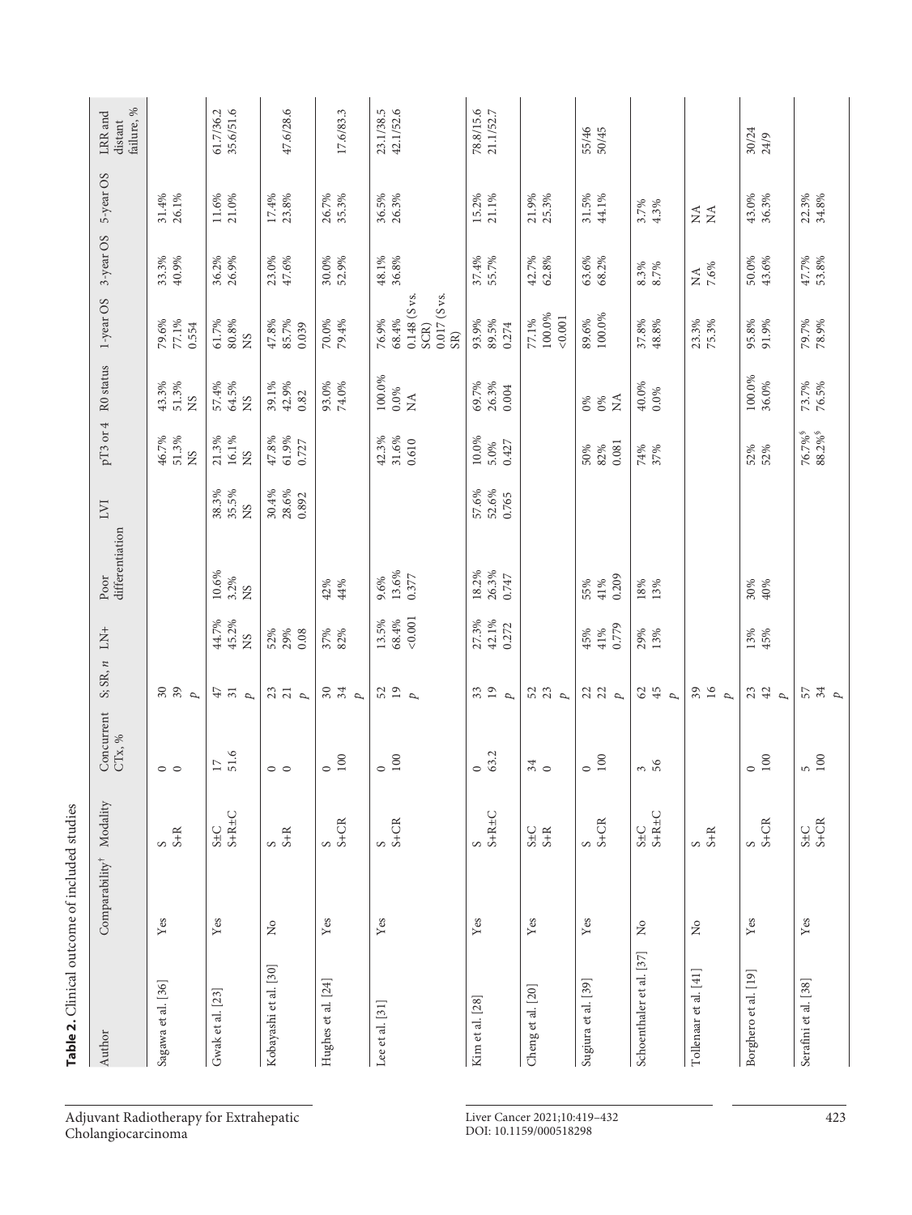**Table 2.** Clinical outcome of included studies

| Author | Comparability[†] | Modality | Concurrent CTx, % | S; SR, n | LN+ | Poor differentiation | LVI | pT3 or 4 | R0 status | 1-year OS | 3-year OS | 5-year OS | LRR and distant failure, % |
|---|---|---|---|---|---|---|---|---|---|---|---|---|---|
| Sagawa et al. [36] | Yes | S | 0 | 30 | | | | 46.7% | 43.3% | 79.6% | 33.3% | 31.4% | |
| | | S+R | 0 | 39 | | | | 51.3% | 51.3% | 77.1% | 40.9% | 26.1% | |
| | | | | p | | | | NS | NS | 0.554 | | | |
| Gwak et al. [23] | Yes | S±C | 17 | 47 | 44.7% | 10.6% | 38.3% | 21.3% | 57.4% | 61.7% | 36.2% | 11.6% | 61.7/36.2 |
| | | S+R±C | 51.6 | 31 | 45.2% | 3.2% | 35.5% | 16.1% | 64.5% | 80.8% | 26.9% | 21.0% | 35.6/51.6 |
| | | | | p | NS | NS | NS | NS | NS | NS | | | |
| Kobayashi et al. [30] | No | S | 0 | 23 | 52% | | 30.4% | 47.8% | 39.1% | 47.8% | 23.0% | 17.4% | |
| | | S+R | 0 | 21 | 29% | | 28.6% | 61.9% | 42.9% | 85.7% | 47.6% | 23.8% | 47.6/28.6 |
| | | | | p | 0.08 | | 0.892 | 0.727 | 0.82 | 0.039 | | | |
| Hughes et al. [24] | Yes | S | 0 | 30 | 37% | 42% | | | 93.0% | 70.0% | 30.0% | 26.7% | |
| | | S+CR | 100 | 34 | 82% | 44% | | | 74.0% | 79.4% | 52.9% | 35.3% | 17.6/83.3 |
| | | | | p | | | | | | | | | |
| Lee et al. [31] | Yes | S | 0 | 52 | 13.5% | 9.6% | | 42.3% | 100.0% | 76.9% | 48.1% | 36.5% | 23.1/38.5 |
| | | S+CR | 100 | 19 | 68.4% | 13.6% | | 31.6% | 0.0% | 68.4% | 36.8% | 26.3% | 42.1/52.6 |
| | | | | p | <0.001 | 0.377 | | 0.610 | NA | 0.148 (S vs. SCR) 0.017 (S vs. SR) | | | |
| Kim et al. [28] | Yes | S | 0 | 33 | 27.3% | 18.2% | 57.6% | 10.0% | 69.7% | 93.9% | 37.4% | 15.2% | 78.8/15.6 |
| | | S+R±C | 63.2 | 19 | 42.1% | 26.3% | 52.6% | 5.0% | 26.3% | 89.5% | 55.7% | 21.1% | 21.1/52.7 |
| | | | | p | 0.272 | 0.747 | 0.765 | 0.427 | 0.004 | 0.274 | | | |
| Cheng et al. [20] | Yes | S±C | 34 | 52 | | | | | | 77.1% | 42.7% | 21.9% | |
| | | S+R | 0 | 23 | | | | | | 100.0% | 62.8% | 25.3% | |
| | | | | p | | | | | | <0.001 | | | |
| Sugiura et al. [39] | Yes | S | 0 | 22 | 45% | 55% | | 50% | 0% | 89.6% | 63.6% | 31.5% | 55/46 |
| | | S+CR | 100 | 22 | 41% | 41% | | 82% | 0% | 100.0% | 68.2% | 44.1% | 50/45 |
| | | | | p | 0.779 | 0.209 | | 0.081 | NA | | | | |
| Schoenthaler et al. [37] | No | S±C | 3 | 62 | 29% | 18% | | 74% | 40.0% | 37.8% | 8.3% | 3.7% | |
| | | S+R±C | 56 | 45 | 13% | 13% | | 37% | 0.0% | 48.8% | 8.7% | 4.3% | |
| | | | | p | | | | | | | | | |
| Tollenaar et al. [41] | No | S | | 39 | | | | | | 23.3% | NA | NA | |
| | | S+R | | 16 | | | | | | 75.3% | 7.6% | NA | |
| | | | | p | | | | | | | | | |
| Borghero et al. [19] | Yes | S | 0 | 23 | 13% | 30% | | 52% | 100.0% | 95.8% | 50.0% | 43.0% | 30/24 |
| | | S+CR | 100 | 42 | 45% | 40% | | 52% | 36.0% | 91.9% | 43.6% | 36.3% | 24/9 |
| | | | | p | | | | | | | | | |
| Serafini et al. [38] | Yes | S±C | 5 | 57 | | | | 76.7%[$] | 73.7% | 79.7% | 47.7% | 22.3% | |
| | | S+CR | 100 | 34 | | | | 88.2%[$] | 76.5% | 78.9% | 53.8% | 34.8% | |
| | | | | p | | | | | | | | | |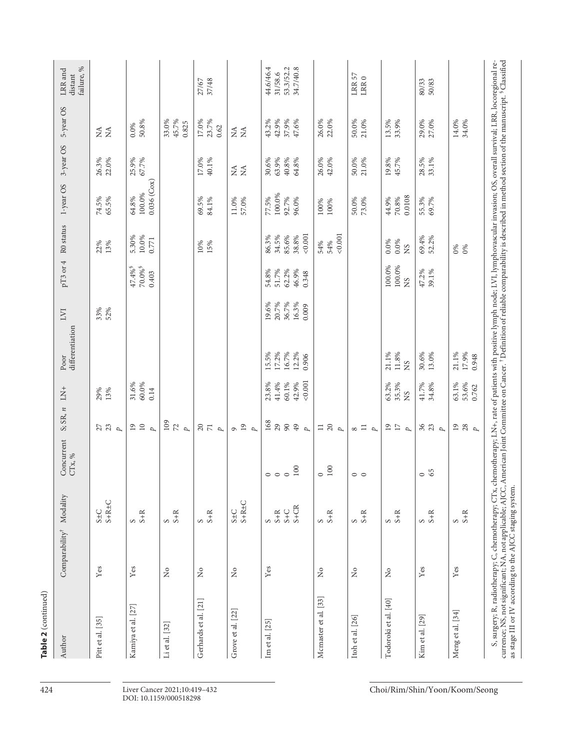**Table 2** (continued)

| Author | Comparability[†] | Modality | Concurrent CTx, % | S; SR, *n* | LN+ | Poor differentiation | LVI | pT3 or 4 | R0 status | 1-year OS | 3-year OS | 5-year OS | LRR and distant failure, % |
|---|---|---|---|---|---|---|---|---|---|---|---|---|---|
| Pitt et al. [35] | Yes | S±C | | 27 | 29% | | 33% | | 22% | 74.5% | 26.3% | NA | |
| | | S+R±C | | 23 | 13% | | 52% | | 13% | 65.5% | 22.0% | NA | |
| | | | | *p* | | | | | | | | | |
| Kamiya et al. [27] | Yes | S | | 19 | 31.6% | | | 47.4%[§] | 5.30% | 64.8% | 25.9% | 0.0% | |
| | | S+R | | 10 | 60.0% | | | 70.0%[§] | 10.0% | 100.0% | 67.7% | 50.8% | |
| | | | | *p* | 0.14 | | | 0.403 | 0.771 | 0.036 (Cox) | | | |
| Li et al. [32] | No | S | | 109 | | | | | | | | 33.0% | |
| | | S+R | | 72 | | | | | | | | 45.7% | |
| | | | | *p* | | | | | | | | 0.825 | |
| Gerhards et al. [21] | No | S | | 20 | | | | | 10% | 69.5% | 17.0% | 17.0% | 27/67 |
| | | S+R | | 71 | | | | | 15% | 84.1% | 40.1% | 23.7% | 37/48 |
| | | | | *p* | | | | | | | | 0.62 | |
| Grove et al. [22] | No | S±C | | 9 | | | | | | 11.0% | NA | NA | |
| | | S+R±C | | 19 | | | | | | 57.0% | NA | NA | |
| | | | | *p* | | | | | | | | | |
| Im et al. [25] | Yes | S | 0 | 168 | 23.8% | 15.5% | 19.6% | 54.8% | 86.3% | 77.5% | 30.6% | 43.2% | 44.6/46.4 |
| | | S+R | 0 | 29 | 41.4% | 17.2% | 20.7% | 51.7% | 34.5% | 100.0% | 63.9% | 42.9% | 31/58.6 |
| | | S+C | 0 | 90 | 60.1% | 16.7% | 36.7% | 62.2% | 85.6% | 92.7% | 40.8% | 37.9% | 53.3/52.2 |
| | | S+CR | 100 | 49 | 42.9% | 12.2% | 16.3% | 46.9% | 38.8% | 96.0% | 64.8% | 47.6% | 34.7/40.8 |
| | | | | *p* | <0.001 | 0.906 | 0.009 | 0.348 | <0.001 | | | | |
| Mcmaster et al. [33] | No | S | 0 | 11 | | | | | 54% | 100% | 26.0% | 26.0% | |
| | | S+R | 100 | 20 | | | | | 54% | 100% | 42.0% | 22.0% | |
| | | | | *p* | | | | | <0.001 | | | | |
| Itoh et al. [26] | No | S | 0 | 8 | | | | | | 50.0% | 50.0% | 50.0% | LRR 57 |
| | | S+R | 0 | 11 | | | | | | 73.0% | 21.0% | 21.0% | LRR 0 |
| | | | | *p* | | | | | | | | | |
| Todoroki et al. [40] | No | S | | 19 | 63.2% | 21.1% | | 100.0% | 0.0% | 44.9% | 19.8% | 13.5% | |
| | | S+R | | 17 | 35.3% | 11.8% | | 100.0% | 0.0% | 70.8% | 45.7% | 33.9% | |
| | | | | *p* | NS | NS | | NS | NS | 0.0108 | | | |
| Kim et al. [29] | Yes | S | 0 | 36 | 41.7% | 30.6% | | 47.2% | 69.4% | 55.3% | 28.5% | 29.0% | 80/33 |
| | | S+R | 65 | 23 | 34.8% | 13.0% | | 39.1% | 52.2% | 69.7% | 33.1% | 27.0% | 50/83 |
| | | | | *p* | | | | | | | | | |
| Meng et al. [34] | Yes | S | | 19 | 63.1% | 21.1% | | | 0% | | | 14.0% | |
| | | S+R | | 28 | 53.6% | 17.9% | | | 0% | | | 34.0% | |
| | | | | *p* | 0.762 | 0.948 | | | | | | | |

S, surgery; R, radiotherapy; C, chemotherapy; CTx, chemotherapy; LN+, rate of patients with positive lymph node; LVI, lymphovascular invasion; OS, overall survival; LRR, locoregional recurrence; NS, not significant; NA, not applicable; AJCC, American Joint Committee on Cancer. [†] Definition of reliable comparability is described in method section of the manuscript. [§] Classified as stage III or IV according to the AJCC staging system.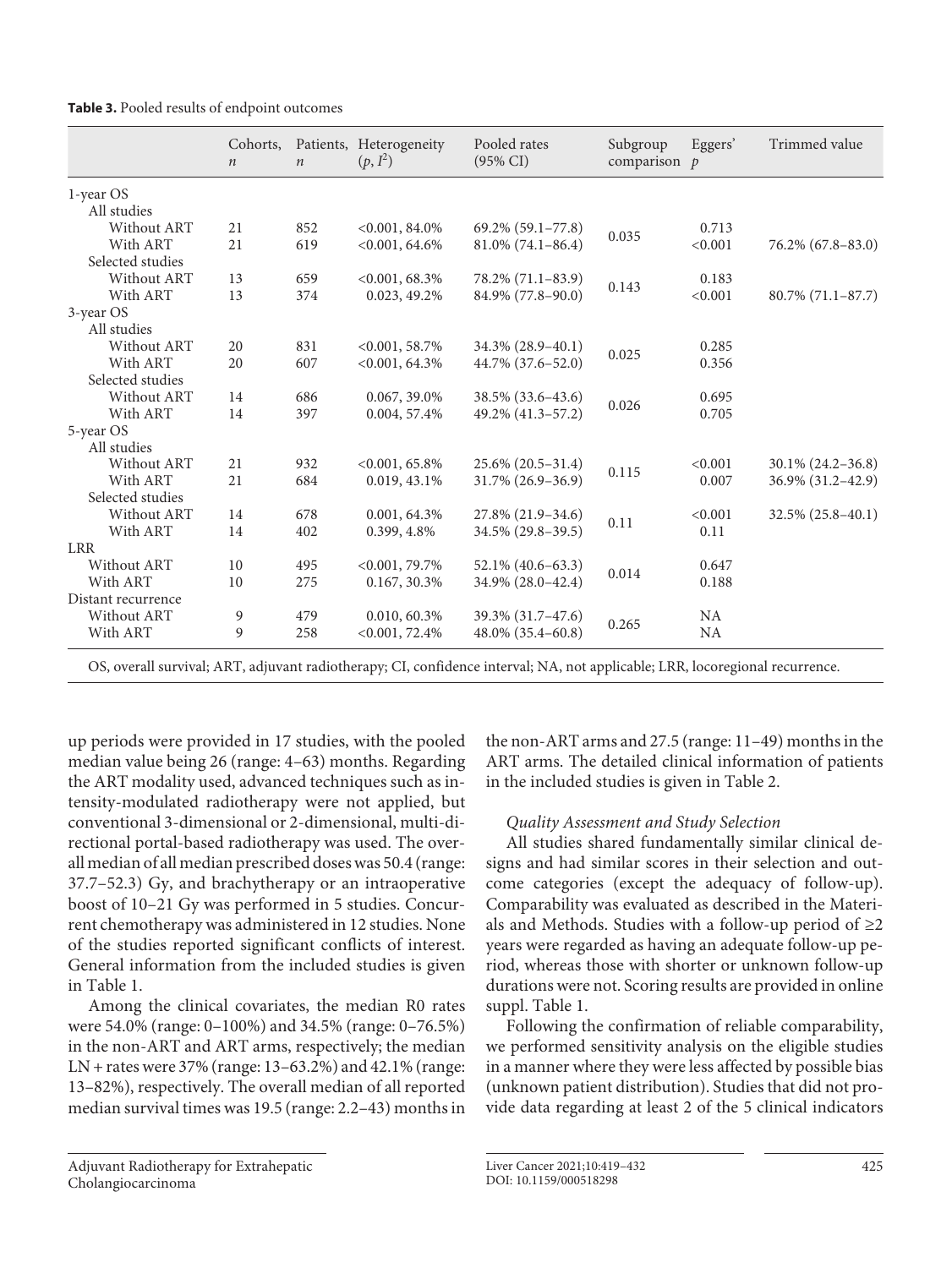**Table 3.** Pooled results of endpoint outcomes

| | Cohorts, $n$ | Patients, $n$ | Heterogeneity ($p$, $I^2$) | Pooled rates (95% CI) | Subgroup comparison | Eggers' $p$ | Trimmed value |
|---|---|---|---|---|---|---|---|
| 1-year OS | | | | | | | |
| All studies | | | | | | | |
| Without ART | 21 | 852 | <0.001, 84.0% | 69.2% (59.1–77.8) | 0.035 | 0.713 | |
| With ART | 21 | 619 | <0.001, 64.6% | 81.0% (74.1–86.4) | | <0.001 | 76.2% (67.8–83.0) |
| Selected studies | | | | | | | |
| Without ART | 13 | 659 | <0.001, 68.3% | 78.2% (71.1–83.9) | 0.143 | 0.183 | |
| With ART | 13 | 374 | 0.023, 49.2% | 84.9% (77.8–90.0) | | <0.001 | 80.7% (71.1–87.7) |
| 3-year OS | | | | | | | |
| All studies | | | | | | | |
| Without ART | 20 | 831 | <0.001, 58.7% | 34.3% (28.9–40.1) | 0.025 | 0.285 | |
| With ART | 20 | 607 | <0.001, 64.3% | 44.7% (37.6–52.0) | | 0.356 | |
| Selected studies | | | | | | | |
| Without ART | 14 | 686 | 0.067, 39.0% | 38.5% (33.6–43.6) | 0.026 | 0.695 | |
| With ART | 14 | 397 | 0.004, 57.4% | 49.2% (41.3–57.2) | | 0.705 | |
| 5-year OS | | | | | | | |
| All studies | | | | | | | |
| Without ART | 21 | 932 | <0.001, 65.8% | 25.6% (20.5–31.4) | 0.115 | <0.001 | 30.1% (24.2–36.8) |
| With ART | 21 | 684 | 0.019, 43.1% | 31.7% (26.9–36.9) | | 0.007 | 36.9% (31.2–42.9) |
| Selected studies | | | | | | | |
| Without ART | 14 | 678 | 0.001, 64.3% | 27.8% (21.9–34.6) | 0.11 | <0.001 | 32.5% (25.8–40.1) |
| With ART | 14 | 402 | 0.399, 4.8% | 34.5% (29.8–39.5) | | 0.11 | |
| LRR | | | | | | | |
| Without ART | 10 | 495 | <0.001, 79.7% | 52.1% (40.6–63.3) | 0.014 | 0.647 | |
| With ART | 10 | 275 | 0.167, 30.3% | 34.9% (28.0–42.4) | | 0.188 | |
| Distant recurrence | | | | | | | |
| Without ART | 9 | 479 | 0.010, 60.3% | 39.3% (31.7–47.6) | 0.265 | NA | |
| With ART | 9 | 258 | <0.001, 72.4% | 48.0% (35.4–60.8) | | NA | |

OS, overall survival; ART, adjuvant radiotherapy; CI, confidence interval; NA, not applicable; LRR, locoregional recurrence.

up periods were provided in 17 studies, with the pooled median value being 26 (range: 4–63) months. Regarding the ART modality used, advanced techniques such as intensity-modulated radiotherapy were not applied, but conventional 3-dimensional or 2-dimensional, multi-directional portal-based radiotherapy was used. The overall median of all median prescribed doses was 50.4 (range: 37.7–52.3) Gy, and brachytherapy or an intraoperative boost of 10–21 Gy was performed in 5 studies. Concurrent chemotherapy was administered in 12 studies. None of the studies reported significant conflicts of interest. General information from the included studies is given in Table 1.

Among the clinical covariates, the median R0 rates were 54.0% (range: 0–100%) and 34.5% (range: 0–76.5%) in the non-ART and ART arms, respectively; the median LN + rates were 37% (range: 13–63.2%) and 42.1% (range: 13–82%), respectively. The overall median of all reported median survival times was 19.5 (range: 2.2–43) months in the non-ART arms and 27.5 (range: 11–49) months in the ART arms. The detailed clinical information of patients in the included studies is given in Table 2.

*Quality Assessment and Study Selection*

All studies shared fundamentally similar clinical designs and had similar scores in their selection and outcome categories (except the adequacy of follow-up). Comparability was evaluated as described in the Materials and Methods. Studies with a follow-up period of ≥2 years were regarded as having an adequate follow-up period, whereas those with shorter or unknown follow-up durations were not. Scoring results are provided in online suppl. Table 1.

Following the confirmation of reliable comparability, we performed sensitivity analysis on the eligible studies in a manner where they were less affected by possible bias (unknown patient distribution). Studies that did not provide data regarding at least 2 of the 5 clinical indicators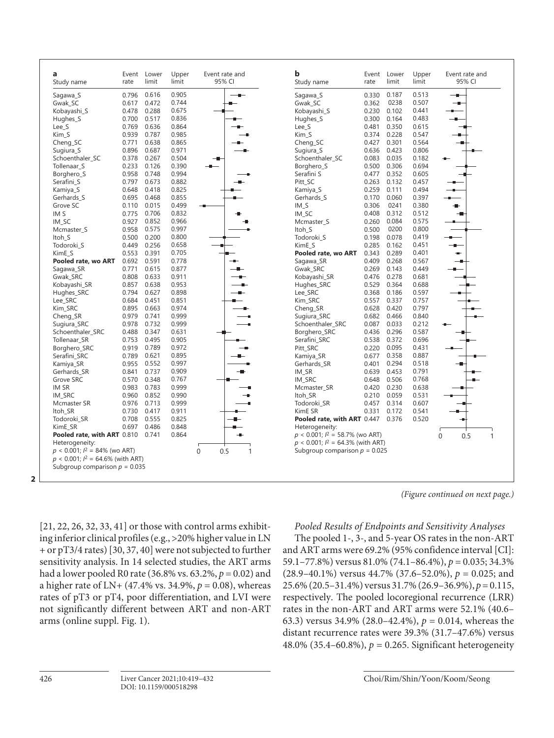**a**

| Study name | Event rate | Lower limit | Upper limit |
|---|---|---|---|
| Sagawa_S | 0.796 | 0.616 | 0.905 |
| Gwak_SC | 0.617 | 0.472 | 0.744 |
| Kobayashi_S | 0.478 | 0.288 | 0.675 |
| Hughes_S | 0.700 | 0.517 | 0.836 |
| Lee_S | 0.769 | 0.636 | 0.864 |
| Kim_S | 0.939 | 0.787 | 0.985 |
| Cheng_SC | 0.771 | 0.638 | 0.865 |
| Sugiura_S | 0.896 | 0.687 | 0.971 |
| Schoenthaler_SC | 0.378 | 0.267 | 0.504 |
| Tollenaar_S | 0.233 | 0.126 | 0.390 |
| Borghero_S | 0.958 | 0.748 | 0.994 |
| Serafini_S | 0.797 | 0.673 | 0.882 |
| Kamiya_S | 0.648 | 0.418 | 0.825 |
| Gerhards_S | 0.695 | 0.468 | 0.855 |
| Grove SC | 0.110 | 0.015 | 0.499 |
| IM S | 0.775 | 0.706 | 0.832 |
| IM_SC | 0.927 | 0.852 | 0.966 |
| Mcmaster_S | 0.958 | 0.575 | 0.997 |
| Itoh_S | 0.500 | 0.200 | 0.800 |
| Todoroki_S | 0.449 | 0.256 | 0.658 |
| KimE_S | 0.553 | 0.391 | 0.705 |
| **Pooled rate, wo ART** | 0.692 | 0.591 | 0.778 |
| Sagawa_SR | 0.771 | 0.615 | 0.877 |
| Gwak_SRC | 0.808 | 0.633 | 0.911 |
| Kobayashi_SR | 0.857 | 0.638 | 0.953 |
| Hughes_SRC | 0.794 | 0.627 | 0.898 |
| Lee_SRC | 0.684 | 0.451 | 0.851 |
| Kim_SRC | 0.895 | 0.663 | 0.974 |
| Cheng_SR | 0.979 | 0.741 | 0.999 |
| Sugiura_SRC | 0.978 | 0.732 | 0.999 |
| Schoenthaler_SRC | 0.488 | 0.347 | 0.631 |
| Tollenaar_SR | 0.753 | 0.495 | 0.905 |
| Borghero_SRC | 0.919 | 0.789 | 0.972 |
| Serafini_SRC | 0.789 | 0.621 | 0.895 |
| Kamiya_SR | 0.955 | 0.552 | 0.997 |
| Gerhards_SR | 0.841 | 0.737 | 0.909 |
| Grove SRC | 0.570 | 0.348 | 0.767 |
| IM SR | 0.983 | 0.783 | 0.999 |
| IM_SRC | 0.960 | 0.852 | 0.990 |
| Mcmaster SR | 0.976 | 0.713 | 0.999 |
| Itoh_SR | 0.730 | 0.417 | 0.911 |
| Todoroki_SR | 0.708 | 0.555 | 0.825 |
| KimE_SR | 0.697 | 0.486 | 0.848 |
| **Pooled rate, with ART** | 0.810 | 0.741 | 0.864 |

Heterogeneity:
$p < 0.001$; $I^2 = 84\%$ (wo ART)
$p < 0.001$; $I^2 = 64.6\%$ (with ART)
Subgroup comparison $p = 0.035$

**b**

| Study name | Event rate | Lower limit | Upper limit |
|---|---|---|---|
| Sagawa_S | 0.330 | 0.187 | 0.513 |
| Gwak_SC | 0.362 | 0238 | 0.507 |
| Kobayashi_S | 0.230 | 0.102 | 0.441 |
| Hughes_S | 0.300 | 0.164 | 0.483 |
| Lee_S | 0.481 | 0.350 | 0.615 |
| Kim_S | 0.374 | 0.228 | 0.547 |
| Cheng_SC | 0.427 | 0.301 | 0.564 |
| Sugiura_S | 0.636 | 0.423 | 0.806 |
| Schoenthaler_SC | 0.083 | 0.035 | 0.182 |
| Borghero_S | 0.500 | 0.306 | 0.694 |
| Serafini S | 0.477 | 0.352 | 0.605 |
| Pitt_SC | 0.263 | 0.132 | 0.457 |
| Kamiya_S | 0.259 | 0.111 | 0.494 |
| Gerhards_S | 0.170 | 0.060 | 0.397 |
| IM_S | 0.306 | 0241 | 0.380 |
| IM_SC | 0.408 | 0.312 | 0.512 |
| Mcmaster_S | 0.260 | 0.084 | 0.575 |
| Itoh_S | 0.500 | 0200 | 0.800 |
| Todoroki_S | 0.198 | 0.078 | 0.419 |
| KimE_S | 0.285 | 0.162 | 0.451 |
| **Pooled rate, wo ART** | 0.343 | 0.289 | 0.401 |
| Sagawa_SR | 0.409 | 0.268 | 0.567 |
| Gwak_SRC | 0.269 | 0.143 | 0.449 |
| Kobayashi_SR | 0.476 | 0.278 | 0.681 |
| Hughes_SRC | 0.529 | 0.364 | 0.688 |
| Lee_SRC | 0.368 | 0.186 | 0.597 |
| Kim_SRC | 0.557 | 0.337 | 0.757 |
| Cheng_SR | 0.628 | 0.420 | 0.797 |
| Sugiura_SRC | 0.682 | 0.466 | 0.840 |
| Schoenthaler_SRC | 0.087 | 0.033 | 0.212 |
| Borghero_SRC | 0.436 | 0.296 | 0.587 |
| Serafini_SRC | 0.538 | 0.372 | 0.696 |
| Pitt_SRC | 0.220 | 0.095 | 0.431 |
| Kamiya_SR | 0.677 | 0.358 | 0.887 |
| Gerhards_SR | 0.401 | 0.294 | 0.518 |
| IM_SR | 0.639 | 0.453 | 0.791 |
| IM_SRC | 0.648 | 0.506 | 0.768 |
| Mcmaster_SR | 0.420 | 0.230 | 0.638 |
| Itoh_SR | 0.210 | 0.059 | 0.531 |
| Todoroki_SR | 0.457 | 0.314 | 0.607 |
| KimE SR | 0.331 | 0.172 | 0.541 |
| **Pooled rate, with ART** | 0.447 | 0.376 | 0.520 |

Heterogeneity:
$p < 0.001$; $I^2 = 58.7\%$ (wo ART)
$p < 0.001$; $I^2 = 64.3\%$ (with ART)
Subgroup comparison $p = 0.025$

**2**

*(Figure continued on next page.)*

[21, 22, 26, 32, 33, 41] or those with control arms exhibiting inferior clinical profiles (e.g., >20% higher value in LN + or pT3/4 rates) [30, 37, 40] were not subjected to further sensitivity analysis. In 14 selected studies, the ART arms had a lower pooled R0 rate (36.8% vs. 63.2%, $p = 0.02$) and a higher rate of LN+ (47.4% vs. 34.9%, $p = 0.08$), whereas rates of pT3 or pT4, poor differentiation, and LVI were not significantly different between ART and non-ART arms (online suppl. Fig. 1).

*Pooled Results of Endpoints and Sensitivity Analyses*

The pooled 1-, 3-, and 5-year OS rates in the non-ART and ART arms were 69.2% (95% confidence interval [CI]: 59.1–77.8%) versus 81.0% (74.1–86.4%), $p = 0.035$; 34.3% (28.9–40.1%) versus 44.7% (37.6–52.0%), $p = 0.025$; and 25.6% (20.5–31.4%) versus 31.7% (26.9–36.9%), $p = 0.115$, respectively. The pooled locoregional recurrence (LRR) rates in the non-ART and ART arms were 52.1% (40.6–63.3) versus 34.9% (28.0–42.4%), $p = 0.014$, whereas the distant recurrence rates were 39.3% (31.7–47.6%) versus 48.0% (35.4–60.8%), $p = 0.265$. Significant heterogeneity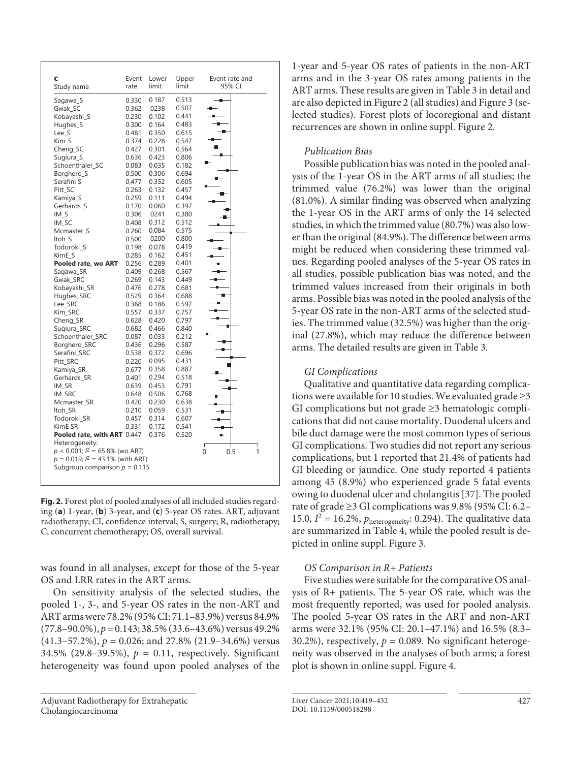| c Study name | Event rate | Lower limit | Upper limit | Event rate and 95% CI |
|---|---|---|---|---|
| Sagawa_S | 0.330 | 0.187 | 0.513 | |
| Gwak_SC | 0.362 | 0238 | 0.507 | |
| Kobayashi_S | 0.230 | 0.102 | 0.441 | |
| Hughes_S | 0.300 | 0.164 | 0.483 | |
| Lee_S | 0.481 | 0.350 | 0.615 | |
| Kim_S | 0.374 | 0.228 | 0.547 | |
| Cheng_SC | 0.427 | 0.301 | 0.564 | |
| Sugiura_S | 0.636 | 0.423 | 0.806 | |
| Schoenthaler_SC | 0.083 | 0.035 | 0.182 | |
| Borghero_S | 0.500 | 0.306 | 0.694 | |
| Serafini S | 0.477 | 0.352 | 0.605 | |
| Pitt_SC | 0.263 | 0.132 | 0.457 | |
| Kamiya_S | 0.259 | 0.111 | 0.494 | |
| Gerhards_S | 0.170 | 0.060 | 0.397 | |
| IM_S | 0.306 | 0241 | 0.380 | |
| IM_SC | 0.408 | 0.312 | 0.512 | |
| Mcmaster_S | 0.260 | 0.084 | 0.575 | |
| Itoh_S | 0.500 | 0200 | 0.800 | |
| Todoroki_S | 0.198 | 0.078 | 0.419 | |
| KimE_S | 0.285 | 0.162 | 0.451 | |
| **Pooled rate, wo ART** | 0.256 | 0.289 | 0.401 | |
| Sagawa_SR | 0.409 | 0.268 | 0.567 | |
| Gwak_SRC | 0.269 | 0.143 | 0.449 | |
| Kobayashi_SR | 0.476 | 0.278 | 0.681 | |
| Hughes_SRC | 0.529 | 0.364 | 0.688 | |
| Lee_SRC | 0.368 | 0.186 | 0.597 | |
| Kim_SRC | 0.557 | 0.337 | 0.757 | |
| Cheng_SR | 0.628 | 0.420 | 0.797 | |
| Sugiura_SRC | 0.682 | 0.466 | 0.840 | |
| Schoenthaler_SRC | 0.087 | 0.033 | 0.212 | |
| Borghero_SRC | 0.436 | 0.296 | 0.587 | |
| Serafini_SRC | 0.538 | 0.372 | 0.696 | |
| Pitt_SRC | 0.220 | 0.095 | 0.431 | |
| Kamiya_SR | 0.677 | 0.358 | 0.887 | |
| Gerhards_SR | 0.401 | 0.294 | 0.518 | |
| IM_SR | 0.639 | 0.453 | 0.791 | |
| IM_SRC | 0.648 | 0.506 | 0.768 | |
| Mcmaster_SR | 0.420 | 0.230 | 0.638 | |
| Itoh_SR | 0.210 | 0.059 | 0.531 | |
| Todoroki_SR | 0.457 | 0.314 | 0.607 | |
| KimE SR | 0.331 | 0.172 | 0.541 | |
| **Pooled rate, with ART** | 0.447 | 0.376 | 0.520 | |

Heterogeneity:
$p < 0.001$; $I^2 = 65.8\%$ (wo ART)
$p = 0.019$; $I^2 = 43.1\%$ (with ART)
Subgroup comparison $p = 0.115$

**Fig. 2.** Forest plot of pooled analyses of all included studies regarding (**a**) 1-year, (**b**) 3-year, and (**c**) 5-year OS rates. ART, adjuvant radiotherapy; CI, confidence interval; S, surgery; R, radiotherapy; C, concurrent chemotherapy; OS, overall survival.

was found in all analyses, except for those of the 5-year OS and LRR rates in the ART arms.

On sensitivity analysis of the selected studies, the pooled 1-, 3-, and 5-year OS rates in the non-ART and ART arms were 78.2% (95% CI: 71.1–83.9%) versus 84.9% (77.8–90.0%), $p = 0.143$; 38.5% (33.6–43.6%) versus 49.2% (41.3–57.2%), $p = 0.026$; and 27.8% (21.9–34.6%) versus 34.5% (29.8–39.5%), $p = 0.11$, respectively. Significant heterogeneity was found upon pooled analyses of the 1-year and 5-year OS rates of patients in the non-ART arms and in the 3-year OS rates among patients in the ART arms. These results are given in Table 3 in detail and are also depicted in Figure 2 (all studies) and Figure 3 (selected studies). Forest plots of locoregional and distant recurrences are shown in online suppl. Figure 2.

### *Publication Bias*

Possible publication bias was noted in the pooled analysis of the 1-year OS in the ART arms of all studies; the trimmed value (76.2%) was lower than the original (81.0%). A similar finding was observed when analyzing the 1-year OS in the ART arms of only the 14 selected studies, in which the trimmed value (80.7%) was also lower than the original (84.9%). The difference between arms might be reduced when considering these trimmed values. Regarding pooled analyses of the 5-year OS rates in all studies, possible publication bias was noted, and the trimmed values increased from their originals in both arms. Possible bias was noted in the pooled analysis of the 5-year OS rate in the non-ART arms of the selected studies. The trimmed value (32.5%) was higher than the original (27.8%), which may reduce the difference between arms. The detailed results are given in Table 3.

### *GI Complications*

Qualitative and quantitative data regarding complications were available for 10 studies. We evaluated grade ≥3 GI complications but not grade ≥3 hematologic complications that did not cause mortality. Duodenal ulcers and bile duct damage were the most common types of serious GI complications. Two studies did not report any serious complications, but 1 reported that 21.4% of patients had GI bleeding or jaundice. One study reported 4 patients among 45 (8.9%) who experienced grade 5 fatal events owing to duodenal ulcer and cholangitis [37]. The pooled rate of grade ≥3 GI complications was 9.8% (95% CI: 6.2–15.0, $I^2 = 16.2\%$, $p_{\text{heterogeneity}}$: 0.294). The qualitative data are summarized in Table 4, while the pooled result is depicted in online suppl. Figure 3.

### *OS Comparison in R+ Patients*

Five studies were suitable for the comparative OS analysis of R+ patients. The 5-year OS rate, which was the most frequently reported, was used for pooled analysis. The pooled 5-year OS rates in the ART and non-ART arms were 32.1% (95% CI: 20.1–47.1%) and 16.5% (8.3–30.2%), respectively, $p = 0.089$. No significant heterogeneity was observed in the analyses of both arms; a forest plot is shown in online suppl. Figure 4.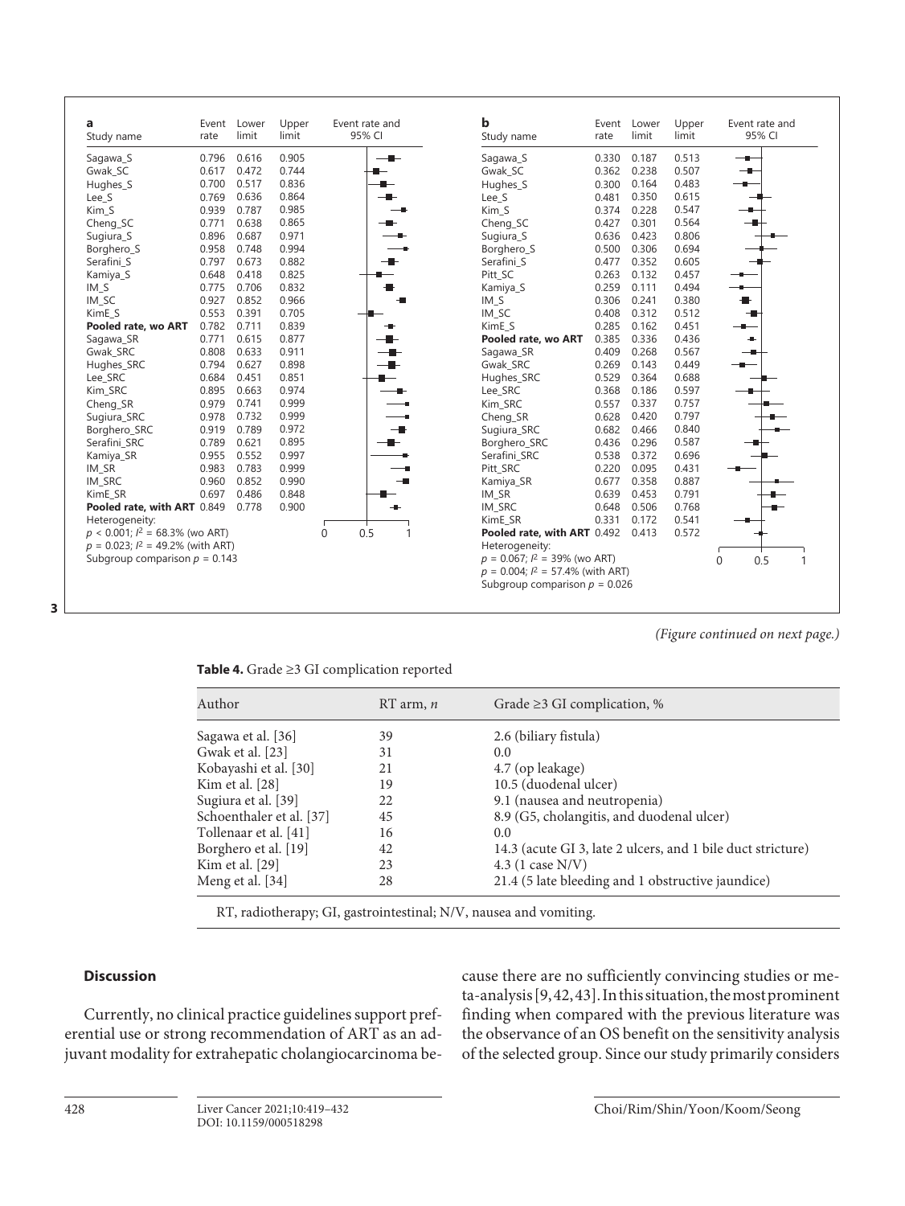**a**

| Study name | Event rate | Lower limit | Upper limit |
|---|---|---|---|
| Sagawa_S | 0.796 | 0.616 | 0.905 |
| Gwak_SC | 0.617 | 0.472 | 0.744 |
| Hughes_S | 0.700 | 0.517 | 0.836 |
| Lee_S | 0.769 | 0.636 | 0.864 |
| Kim_S | 0.939 | 0.787 | 0.985 |
| Cheng_SC | 0.771 | 0.638 | 0.865 |
| Sugiura_S | 0.896 | 0.687 | 0.971 |
| Borghero_S | 0.958 | 0.748 | 0.994 |
| Serafini_S | 0.797 | 0.673 | 0.882 |
| Kamiya_S | 0.648 | 0.418 | 0.825 |
| IM_S | 0.775 | 0.706 | 0.832 |
| IM_SC | 0.927 | 0.852 | 0.966 |
| KimE_S | 0.553 | 0.391 | 0.705 |
| **Pooled rate, wo ART** | 0.782 | 0.711 | 0.839 |
| Sagawa_SR | 0.771 | 0.615 | 0.877 |
| Gwak_SRC | 0.808 | 0.633 | 0.911 |
| Hughes_SRC | 0.794 | 0.627 | 0.898 |
| Lee_SRC | 0.684 | 0.451 | 0.851 |
| Kim_SRC | 0.895 | 0.663 | 0.974 |
| Cheng_SR | 0.979 | 0.741 | 0.999 |
| Sugiura_SRC | 0.978 | 0.732 | 0.999 |
| Borghero_SRC | 0.919 | 0.789 | 0.972 |
| Serafini_SRC | 0.789 | 0.621 | 0.895 |
| Kamiya_SR | 0.955 | 0.552 | 0.997 |
| IM_SR | 0.983 | 0.783 | 0.999 |
| IM_SRC | 0.960 | 0.852 | 0.990 |
| KimE_SR | 0.697 | 0.486 | 0.848 |
| **Pooled rate, with ART** | 0.849 | 0.778 | 0.900 |

Heterogeneity:
$p < 0.001$; $I^2 = 68.3\%$ (wo ART)
$p = 0.023$; $I^2 = 49.2\%$ (with ART)
Subgroup comparison $p = 0.143$

**b**

| Study name | Event rate | Lower limit | Upper limit |
|---|---|---|---|
| Sagawa_S | 0.330 | 0.187 | 0.513 |
| Gwak_SC | 0.362 | 0.238 | 0.507 |
| Hughes_S | 0.300 | 0.164 | 0.483 |
| Lee_S | 0.481 | 0.350 | 0.615 |
| Kim_S | 0.374 | 0.228 | 0.547 |
| Cheng_SC | 0.427 | 0.301 | 0.564 |
| Sugiura_S | 0.636 | 0.423 | 0.806 |
| Borghero_S | 0.500 | 0.306 | 0.694 |
| Serafini_S | 0.477 | 0.352 | 0.605 |
| Pitt_SC | 0.263 | 0.132 | 0.457 |
| Kamiya_S | 0.259 | 0.111 | 0.494 |
| IM_S | 0.306 | 0.241 | 0.380 |
| IM_SC | 0.408 | 0.312 | 0.512 |
| KimE_S | 0.285 | 0.162 | 0.451 |
| **Pooled rate, wo ART** | 0.385 | 0.336 | 0.436 |
| Sagawa_SR | 0.409 | 0.268 | 0.567 |
| Gwak_SRC | 0.269 | 0.143 | 0.449 |
| Hughes_SRC | 0.529 | 0.364 | 0.688 |
| Lee_SRC | 0.368 | 0.186 | 0.597 |
| Kim_SRC | 0.557 | 0.337 | 0.757 |
| Cheng_SR | 0.628 | 0.420 | 0.797 |
| Sugiura_SRC | 0.682 | 0.466 | 0.840 |
| Borghero_SRC | 0.436 | 0.296 | 0.587 |
| Serafini_SRC | 0.538 | 0.372 | 0.696 |
| Pitt_SRC | 0.220 | 0.095 | 0.431 |
| Kamiya_SR | 0.677 | 0.358 | 0.887 |
| IM_SR | 0.639 | 0.453 | 0.791 |
| IM_SRC | 0.648 | 0.506 | 0.768 |
| KimE_SR | 0.331 | 0.172 | 0.541 |
| **Pooled rate, with ART** | 0.492 | 0.413 | 0.572 |

Heterogeneity:
$p = 0.067$; $I^2 = 39\%$ (wo ART)
$p = 0.004$; $I^2 = 57.4\%$ (with ART)
Subgroup comparison $p = 0.026$

*(Figure continued on next page.)*

**Table 4.** Grade ≥3 GI complication reported

| Author | RT arm, $n$ | Grade ≥3 GI complication, % |
|---|---|---|
| Sagawa et al. [36] | 39 | 2.6 (biliary fistula) |
| Gwak et al. [23] | 31 | 0.0 |
| Kobayashi et al. [30] | 21 | 4.7 (op leakage) |
| Kim et al. [28] | 19 | 10.5 (duodenal ulcer) |
| Sugiura et al. [39] | 22 | 9.1 (nausea and neutropenia) |
| Schoenthaler et al. [37] | 45 | 8.9 (G5, cholangitis, and duodenal ulcer) |
| Tollenaar et al. [41] | 16 | 0.0 |
| Borghero et al. [19] | 42 | 14.3 (acute GI 3, late 2 ulcers, and 1 bile duct stricture) |
| Kim et al. [29] | 23 | 4.3 (1 case N/V) |
| Meng et al. [34] | 28 | 21.4 (5 late bleeding and 1 obstructive jaundice) |

RT, radiotherapy; GI, gastrointestinal; N/V, nausea and vomiting.

## Discussion

Currently, no clinical practice guidelines support preferential use or strong recommendation of ART as an adjuvant modality for extrahepatic cholangiocarcinoma because there are no sufficiently convincing studies or meta-analysis [9, 42, 43]. In this situation, the most prominent finding when compared with the previous literature was the observation of an OS benefit on the sensitivity analysis of the selected group. Since our study primarily considers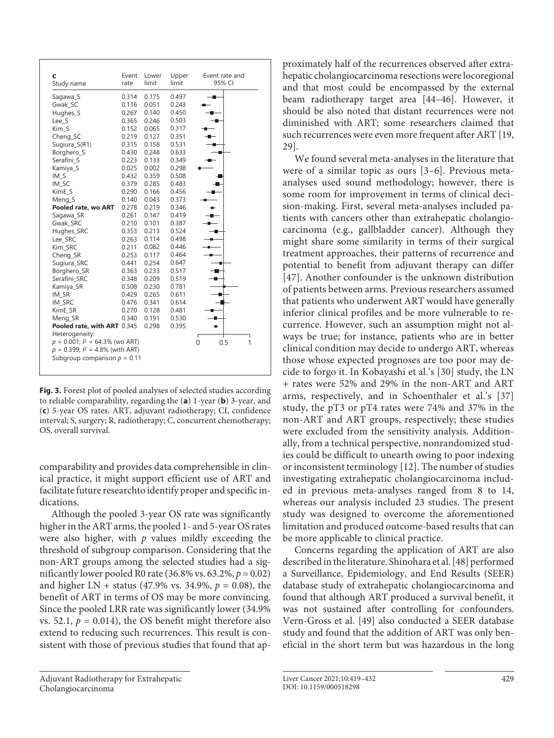| c<br>Study name | Event rate | Lower limit | Upper limit | Event rate and 95% CI |
|---|---|---|---|---|
| Sagawa_S | 0.314 | 0.175 | 0.497 | |
| Gwak_SC | 0.116 | 0.051 | 0.243 | |
| Hughes_S | 0.267 | 0.140 | 0.450 | |
| Lee_S | 0.365 | 0.246 | 0.503 | |
| Kim_S | 0.152 | 0.065 | 0.317 | |
| Cheng_SC | 0.219 | 0.127 | 0.351 | |
| Sugiura_S(R1) | 0.315 | 0.158 | 0.531 | |
| Borghero_S | 0.430 | 0.248 | 0.633 | |
| Serafini_S | 0.223 | 0.133 | 0.349 | |
| Kamiya_S | 0.025 | 0.002 | 0.298 | |
| IM_S | 0.432 | 0.359 | 0.508 | |
| IM_SC | 0.379 | 0.285 | 0.483 | |
| KimE_S | 0.290 | 0.166 | 0.456 | |
| Meng_S | 0.140 | 0.043 | 0.373 | |
| **Pooled rate, wo ART** | 0.278 | 0.219 | 0.346 | |
| Sagawa_SR | 0.261 | 0.147 | 0.419 | |
| Gwak_SRC | 0.210 | 0.101 | 0.387 | |
| Hughes_SRC | 0.353 | 0.213 | 0.524 | |
| Lee_SRC | 0.263 | 0.114 | 0.498 | |
| Kim_SRC | 0.211 | 0.082 | 0.446 | |
| Cheng_SR | 0.253 | 0.117 | 0.464 | |
| Sugiura_SRC | 0.441 | 0.254 | 0.647 | |
| Borghero_SR | 0.363 | 0.233 | 0.517 | |
| Serafini_SRC | 0.348 | 0.209 | 0.519 | |
| Kamiya_SR | 0.508 | 0.230 | 0.781 | |
| IM_SR | 0.429 | 0.265 | 0.611 | |
| IM_SRC | 0.476 | 0.341 | 0.614 | |
| KimE_SR | 0.270 | 0.128 | 0.481 | |
| Meng_SR | 0.340 | 0.191 | 0.530 | |
| **Pooled rate, with ART** | 0.345 | 0.298 | 0.395 | |

Heterogeneity:
$p = 0.001$; $I^2 = 64.3\%$ (wo ART)
$p = 0.399$; $I^2 = 4.8\%$ (with ART)
Subgroup comparison $p = 0.11$

**Fig. 3.** Forest plot of pooled analyses of selected studies according to reliable comparability, regarding the (**a**) 1-year (**b**) 3-year, and (**c**) 5-year OS rates. ART, adjuvant radiotherapy; CI, confidence interval; S, surgery; R, radiotherapy; C, concurrent chemotherapy; OS, overall survival.

comparability and provides data comprehensible in clinical practice, it might support efficient use of ART and facilitate future researchto identify proper and specific indications.

Although the pooled 3-year OS rate was significantly higher in the ART arms, the pooled 1- and 5-year OS rates were also higher, with *p* values mildly exceeding the threshold of subgroup comparison. Considering that the non-ART groups among the selected studies had a significantly lower pooled R0 rate (36.8% vs. 63.2%, $p = 0.02$) and higher LN + status (47.9% vs. 34.9%, $p = 0.08$), the benefit of ART in terms of OS may be more convincing. Since the pooled LRR rate was significantly lower (34.9% vs. 52.1, $p = 0.014$), the OS benefit might therefore also extend to reducing such recurrences. This result is consistent with those of previous studies that found that approximately half of the recurrences observed after extrahepatic cholangiocarcinoma resections were locoregional and that most could be encompassed by the external beam radiotherapy target area [44–46]. However, it should be also noted that distant recurrences were not diminished with ART; some researchers claimed that such recurrences were even more frequent after ART [19, 29].

We found several meta-analyses in the literature that were of a similar topic as ours [3–6]. Previous meta-analyses used sound methodology; however, there is some room for improvement in terms of clinical decision-making. First, several meta-analyses included patients with cancers other than extrahepatic cholangiocarcinoma (e.g., gallbladder cancer). Although they might share some similarity in terms of their surgical treatment approaches, their patterns of recurrence and potential to benefit from adjuvant therapy can differ [47]. Another confounder is the unknown distribution of patients between arms. Previous researchers assumed that patients who underwent ART would have generally inferior clinical profiles and be more vulnerable to recurrence. However, such an assumption might not always be true; for instance, patients who are in better clinical condition may decide to undergo ART, whereas those whose expected prognoses are too poor may decide to forgo it. In Kobayashi et al.'s [30] study, the LN + rates were 52% and 29% in the non-ART and ART arms, respectively, and in Schoenthaler et al.'s [37] study, the pT3 or pT4 rates were 74% and 37% in the non-ART and ART groups, respectively; these studies were excluded from the sensitivity analysis. Additionally, from a technical perspective, nonrandomized studies could be difficult to unearth owing to poor indexing or inconsistent terminology [12]. The number of studies investigating extrahepatic cholangiocarcinoma included in previous meta-analyses ranged from 8 to 14, whereas our analysis included 23 studies. The present study was designed to overcome the aforementioned limitation and produced outcome-based results that can be more applicable to clinical practice.

Concerns regarding the application of ART are also described in the literature. Shinohara et al. [48] performed a Surveillance, Epidemiology, and End Results (SEER) database study of extrahepatic cholangiocarcinoma and found that although ART produced a survival benefit, it was not sustained after controlling for confounders. Vern-Gross et al. [49] also conducted a SEER database study and found that the addition of ART was only beneficial in the short term but was hazardous in the long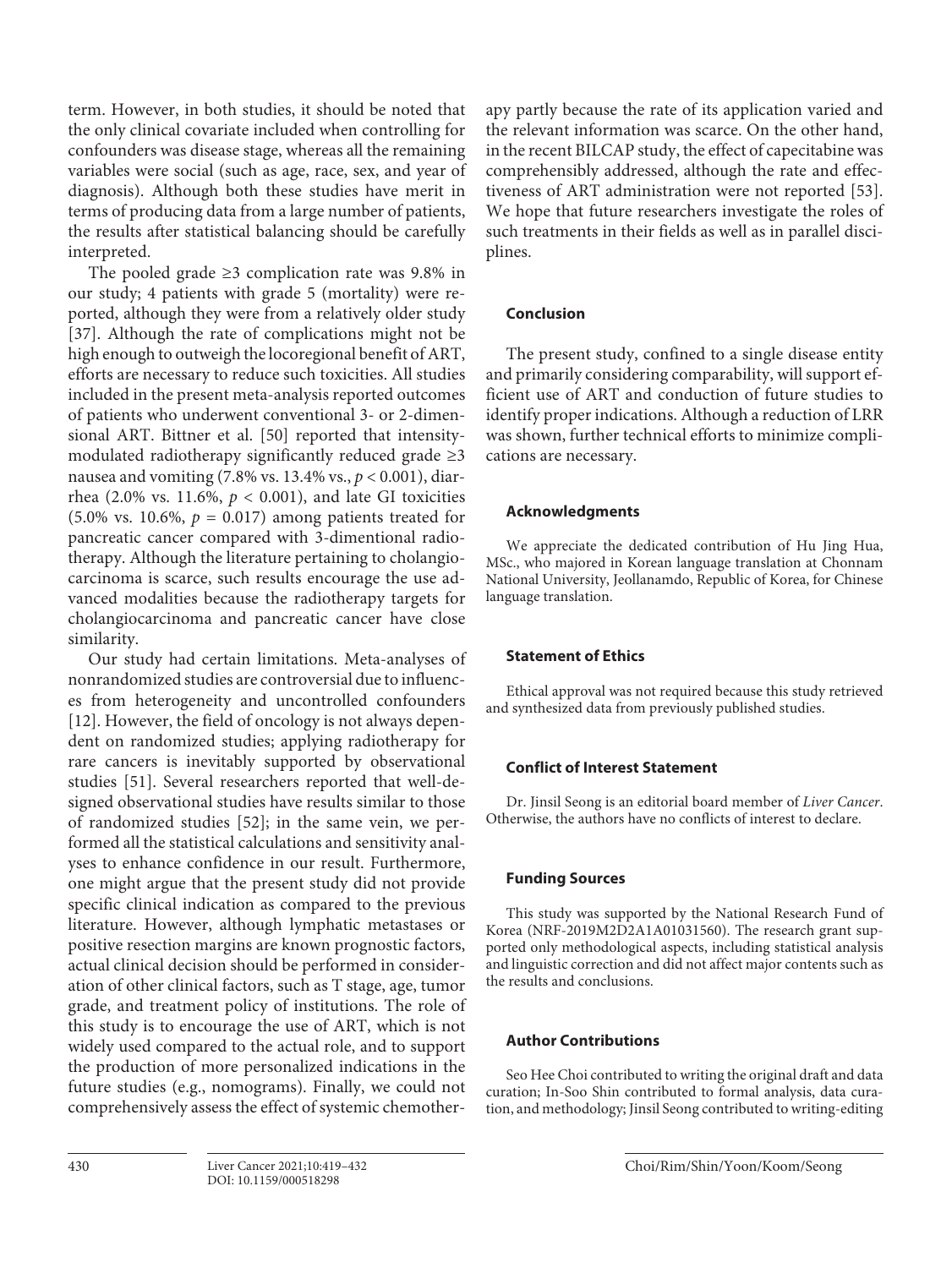term. However, in both studies, it should be noted that the only clinical covariate included when controlling for confounders was disease stage, whereas all the remaining variables were social (such as age, race, sex, and year of diagnosis). Although both these studies have merit in terms of producing data from a large number of patients, the results after statistical balancing should be carefully interpreted.

The pooled grade ≥3 complication rate was 9.8% in our study; 4 patients with grade 5 (mortality) were reported, although they were from a relatively older study [37]. Although the rate of complications might not be high enough to outweigh the locoregional benefit of ART, efforts are necessary to reduce such toxicities. All studies included in the present meta-analysis reported outcomes of patients who underwent conventional 3- or 2-dimensional ART. Bittner et al. [50] reported that intensity-modulated radiotherapy significantly reduced grade ≥3 nausea and vomiting (7.8% vs. 13.4% vs., $p < 0.001$), diarrhea (2.0% vs. 11.6%, $p < 0.001$), and late GI toxicities (5.0% vs. 10.6%, $p = 0.017$) among patients treated for pancreatic cancer compared with 3-dimentional radiotherapy. Although the literature pertaining to cholangiocarcinoma is scarce, such results encourage the use advanced modalities because the radiotherapy targets for cholangiocarcinoma and pancreatic cancer have close similarity.

Our study had certain limitations. Meta-analyses of nonrandomized studies are controversial due to influences from heterogeneity and uncontrolled confounders [12]. However, the field of oncology is not always dependent on randomized studies; applying radiotherapy for rare cancers is inevitably supported by observational studies [51]. Several researchers reported that well-designed observational studies have results similar to those of randomized studies [52]; in the same vein, we performed all the statistical calculations and sensitivity analyses to enhance confidence in our result. Furthermore, one might argue that the present study did not provide specific clinical indication as compared to the previous literature. However, although lymphatic metastases or positive resection margins are known prognostic factors, actual clinical decision should be performed in consideration of other clinical factors, such as T stage, age, tumor grade, and treatment policy of institutions. The role of this study is to encourage the use of ART, which is not widely used compared to the actual role, and to support the production of more personalized indications in the future studies (e.g., nomograms). Finally, we could not comprehensively assess the effect of systemic chemotherapy partly because the rate of its application varied and the relevant information was scarce. On the other hand, in the recent BILCAP study, the effect of capecitabine was comprehensibly addressed, although the rate and effectiveness of ART administration were not reported [53]. We hope that future researchers investigate the roles of such treatments in their fields as well as in parallel disciplines.

## Conclusion

The present study, confined to a single disease entity and primarily considering comparability, will support efficient use of ART and conduction of future studies to identify proper indications. Although a reduction of LRR was shown, further technical efforts to minimize complications are necessary.

## Acknowledgments

We appreciate the dedicated contribution of Hu Jing Hua, MSc., who majored in Korean language translation at Chonnam National University, Jeollanamdo, Republic of Korea, for Chinese language translation.

## Statement of Ethics

Ethical approval was not required because this study retrieved and synthesized data from previously published studies.

## Conflict of Interest Statement

Dr. Jinsil Seong is an editorial board member of *Liver Cancer*. Otherwise, the authors have no conflicts of interest to declare.

## Funding Sources

This study was supported by the National Research Fund of Korea (NRF-2019M2D2A1A01031560). The research grant supported only methodological aspects, including statistical analysis and linguistic correction and did not affect major contents such as the results and conclusions.

## Author Contributions

Seo Hee Choi contributed to writing the original draft and data curation; In-Soo Shin contributed to formal analysis, data curation, and methodology; Jinsil Seong contributed to writing-editing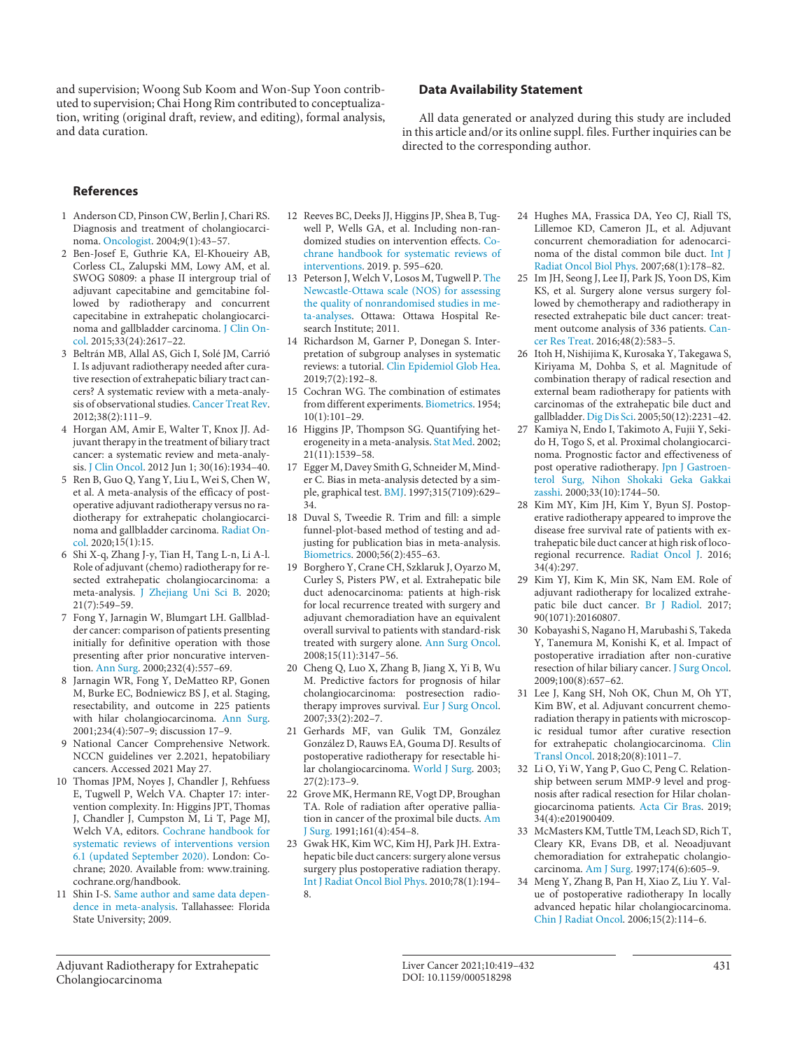and supervision; Woong Sub Koom and Won-Sup Yoon contributed to supervision; Chai Hong Rim contributed to conceptualization, writing (original draft, review, and editing), formal analysis, and data curation.

## Data Availability Statement

All data generated or analyzed during this study are included in this article and/or its online suppl. files. Further inquiries can be directed to the corresponding author.

## References

1. Anderson CD, Pinson CW, Berlin J, Chari RS. Diagnosis and treatment of cholangiocarcinoma. Oncologist. 2004;9(1):43–57.
2. Ben-Josef E, Guthrie KA, El-Khoueiry AB, Corless CL, Zalupski MM, Lowy AM, et al. SWOG S0809: a phase II intergroup trial of adjuvant capecitabine and gemcitabine followed by radiotherapy and concurrent capecitabine in extrahepatic cholangiocarcinoma and gallbladder carcinoma. J Clin Oncol. 2015;33(24):2617–22.
3. Beltrán MB, Allal AS, Gich I, Solé JM, Carrió I. Is adjuvant radiotherapy needed after curative resection of extrahepatic biliary tract cancers? A systematic review with a meta-analysis of observational studies. Cancer Treat Rev. 2012;38(2):111–9.
4. Horgan AM, Amir E, Walter T, Knox JJ. Adjuvant therapy in the treatment of biliary tract cancer: a systematic review and meta-analysis. J Clin Oncol. 2012 Jun 1; 30(16):1934–40.
5. Ren B, Guo Q, Yang Y, Liu L, Wei S, Chen W, et al. A meta-analysis of the efficacy of postoperative adjuvant radiotherapy versus no radiotherapy for extrahepatic cholangiocarcinoma and gallbladder carcinoma. Radiat Oncol. 2020;15(1):15.
6. Shi X-q, Zhang J-y, Tian H, Tang L-n, Li A-l. Role of adjuvant (chemo) radiotherapy for resected extrahepatic cholangiocarcinoma: a meta-analysis. J Zhejiang Uni Sci B. 2020; 21(7):549–59.
7. Fong Y, Jarnagin W, Blumgart LH. Gallbladder cancer: comparison of patients presenting initially for definitive operation with those presenting after prior noncurative intervention. Ann Surg. 2000;232(4):557–69.
8. Jarnagin WR, Fong Y, DeMatteo RP, Gonen M, Burke EC, Bodniewicz BS J, et al. Staging, resectability, and outcome in 225 patients with hilar cholangiocarcinoma. Ann Surg. 2001;234(4):507–9; discussion 17–9.
9. National Cancer Comprehensive Network. NCCN guidelines ver 2.2021, hepatobiliary cancers. Accessed 2021 May 27.
10. Thomas JPM, Noyes J, Chandler J, Rehfuess E, Tugwell P, Welch VA. Chapter 17: intervention complexity. In: Higgins JPT, Thomas J, Chandler J, Cumpston M, Li T, Page MJ, Welch VA, editors. Cochrane handbook for systematic reviews of interventions version 6.1 (updated September 2020). London: Cochrane; 2020. Available from: www.training.cochrane.org/handbook.
11. Shin I-S. Same author and same data dependence in meta-analysis. Tallahassee: Florida State University; 2009.
12. Reeves BC, Deeks JJ, Higgins JP, Shea B, Tugwell P, Wells GA, et al. Including non-randomized studies on intervention effects. Cochrane handbook for systematic reviews of interventions. 2019. p. 595–620.
13. Peterson J, Welch V, Losos M, Tugwell P. The Newcastle-Ottawa scale (NOS) for assessing the quality of nonrandomised studies in meta-analyses. Ottawa: Ottawa Hospital Research Institute; 2011.
14. Richardson M, Garner P, Donegan S. Interpretation of subgroup analyses in systematic reviews: a tutorial. Clin Epidemiol Glob Hea. 2019;7(2):192–8.
15. Cochran WG. The combination of estimates from different experiments. Biometrics. 1954; 10(1):101–29.
16. Higgins JP, Thompson SG. Quantifying heterogeneity in a meta-analysis. Stat Med. 2002; 21(11):1539–58.
17. Egger M, Davey Smith G, Schneider M, Minder C. Bias in meta-analysis detected by a simple, graphical test. BMJ. 1997;315(7109):629–34.
18. Duval S, Tweedie R. Trim and fill: a simple funnel-plot-based method of testing and adjusting for publication bias in meta-analysis. Biometrics. 2000;56(2):455–63.
19. Borghero Y, Crane CH, Szklaruk J, Oyarzo M, Curley S, Pisters PW, et al. Extrahepatic bile duct adenocarcinoma: patients at high-risk for local recurrence treated with surgery and adjuvant chemoradiation have an equivalent overall survival to patients with standard-risk treated with surgery alone. Ann Surg Oncol. 2008;15(11):3147–56.
20. Cheng Q, Luo X, Zhang B, Jiang X, Yi B, Wu M. Predictive factors for prognosis of hilar cholangiocarcinoma: postresection radiotherapy improves survival. Eur J Surg Oncol. 2007;33(2):202–7.
21. Gerhards MF, van Gulik TM, González González D, Rauws EA, Gouma DJ. Results of postoperative radiotherapy for resectable hilar cholangiocarcinoma. World J Surg. 2003; 27(2):173–9.
22. Grove MK, Hermann RE, Vogt DP, Broughan TA. Role of radiation after operative palliation in cancer of the proximal bile ducts. Am J Surg. 1991;161(4):454–8.
23. Gwak HK, Kim WC, Kim HJ, Park JH. Extrahepatic bile duct cancers: surgery alone versus surgery plus postoperative radiation therapy. Int J Radiat Oncol Biol Phys. 2010;78(1):194–8.
24. Hughes MA, Frassica DA, Yeo CJ, Riall TS, Lillemoe KD, Cameron JL, et al. Adjuvant concurrent chemoradiation for adenocarcinoma of the distal common bile duct. Int J Radiat Oncol Biol Phys. 2007;68(1):178–82.
25. Im JH, Seong J, Lee IJ, Park JS, Yoon DS, Kim KS, et al. Surgery alone versus surgery followed by chemotherapy and radiotherapy in resected extrahepatic bile duct cancer: treatment outcome analysis of 336 patients. Cancer Res Treat. 2016;48(2):583–5.
26. Itoh H, Nishijima K, Kurosaka Y, Takegawa S, Kiriyama M, Dohba S, et al. Magnitude of combination therapy of radical resection and external beam radiotherapy for patients with carcinomas of the extrahepatic bile duct and gallbladder. Dig Dis Sci. 2005;50(12):2231–42.
27. Kamiya N, Endo I, Takimoto A, Fujii Y, Sekido H, Togo S, et al. Proximal cholangiocarcinoma. Prognostic factor and effectiveness of post operative radiotherapy. Jpn J Gastroenterol Surg, Nihon Shokaki Geka Gakkai zasshi. 2000;33(10):1744–50.
28. Kim MY, Kim JH, Kim Y, Byun SJ. Postoperative radiotherapy appeared to improve the disease free survival rate of patients with extrahepatic bile duct cancer at high risk of locoregional recurrence. Radiat Oncol J. 2016; 34(4):297.
29. Kim YJ, Kim K, Min SK, Nam EM. Role of adjuvant radiotherapy for localized extrahepatic bile duct cancer. Br J Radiol. 2017; 90(1071):20160807.
30. Kobayashi S, Nagano H, Marubashi S, Takeda Y, Tanemura M, Konishi K, et al. Impact of postoperative irradiation after non-curative resection of hilar biliary cancer. J Surg Oncol. 2009;100(8):657–62.
31. Lee J, Kang SH, Noh OK, Chun M, Oh YT, Kim BW, et al. Adjuvant concurrent chemoradiation therapy in patients with microscopic residual tumor after curative resection for extrahepatic cholangiocarcinoma. Clin Transl Oncol. 2018;20(8):1011–7.
32. Li O, Yi W, Yang P, Guo C, Peng C. Relationship between serum MMP-9 level and prognosis after radical resection for Hilar cholangiocarcinoma patients. Acta Cir Bras. 2019; 34(4):e201900409.
33. McMasters KM, Tuttle TM, Leach SD, Rich T, Cleary KR, Evans DB, et al. Neoadjuvant chemoradiation for extrahepatic cholangiocarcinoma. Am J Surg. 1997;174(6):605–9.
34. Meng Y, Zhang B, Pan H, Xiao Z, Liu Y. Value of postoperative radiotherapy In locally advanced hepatic hilar cholangiocarcinoma. Chin J Radiat Oncol. 2006;15(2):114–6.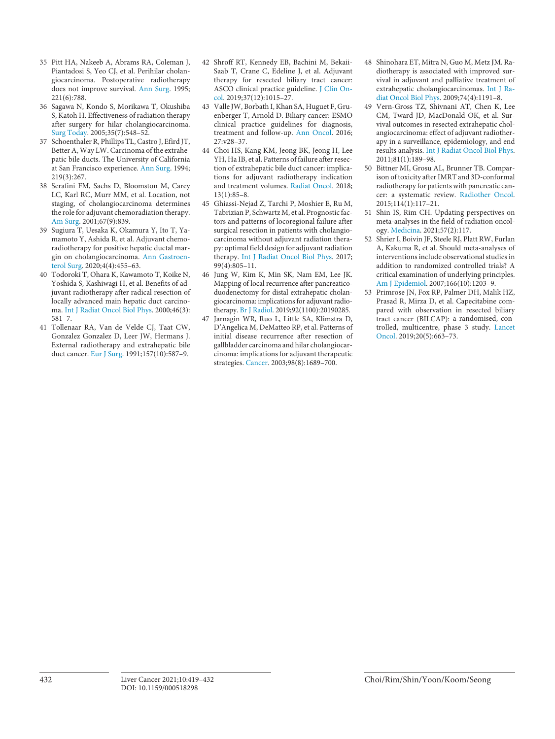35 Pitt HA, Nakeeb A, Abrams RA, Coleman J, Piantadosi S, Yeo CJ, et al. Perihilar cholangiocarcinoma. Postoperative radiotherapy does not improve survival. Ann Surg. 1995; 221(6):788.

36 Sagawa N, Kondo S, Morikawa T, Okushiba S, Katoh H. Effectiveness of radiation therapy after surgery for hilar cholangiocarcinoma. Surg Today. 2005;35(7):548–52.

37 Schoenthaler R, Phillips TL, Castro J, Efird JT, Better A, Way LW. Carcinoma of the extrahepatic bile ducts. The University of California at San Francisco experience. Ann Surg. 1994; 219(3):267.

38 Serafini FM, Sachs D, Bloomston M, Carey LC, Karl RC, Murr MM, et al. Location, not staging, of cholangiocarcinoma determines the role for adjuvant chemoradiation therapy. Am Surg. 2001;67(9):839.

39 Sugiura T, Uesaka K, Okamura Y, Ito T, Yamamoto Y, Ashida R, et al. Adjuvant chemoradiotherapy for positive hepatic ductal margin on cholangiocarcinoma. Ann Gastroenterol Surg. 2020;4(4):455–63.

40 Todoroki T, Ohara K, Kawamoto T, Koike N, Yoshida S, Kashiwagi H, et al. Benefits of adjuvant radiotherapy after radical resection of locally advanced main hepatic duct carcinoma. Int J Radiat Oncol Biol Phys. 2000;46(3): 581–7.

41 Tollenaar RA, Van de Velde CJ, Taat CW, Gonzalez Gonzalez D, Leer JW, Hermans J. External radiotherapy and extrahepatic bile duct cancer. Eur J Surg. 1991;157(10):587–9.

42 Shroff RT, Kennedy EB, Bachini M, Bekaii-Saab T, Crane C, Edeline J, et al. Adjuvant therapy for resected biliary tract cancer: ASCO clinical practice guideline. J Clin Oncol. 2019;37(12):1015–27.

43 Valle JW, Borbath I, Khan SA, Huguet F, Gruenberger T, Arnold D. Biliary cancer: ESMO clinical practice guidelines for diagnosis, treatment and follow-up. Ann Oncol. 2016; 27:v28–37.

44 Choi HS, Kang KM, Jeong BK, Jeong H, Lee YH, Ha IB, et al. Patterns of failure after resection of extrahepatic bile duct cancer: implications for adjuvant radiotherapy indication and treatment volumes. Radiat Oncol. 2018; 13(1):85–8.

45 Ghiassi-Nejad Z, Tarchi P, Moshier E, Ru M, Tabrizian P, Schwartz M, et al. Prognostic factors and patterns of locoregional failure after surgical resection in patients with cholangiocarcinoma without adjuvant radiation therapy: optimal field design for adjuvant radiation therapy. Int J Radiat Oncol Biol Phys. 2017; 99(4):805–11.

46 Jung W, Kim K, Min SK, Nam EM, Lee JK. Mapping of local recurrence after pancreaticoduodenectomy for distal extrahepatic cholangiocarcinoma: implications for adjuvant radiotherapy. Br J Radiol. 2019;92(1100):20190285.

47 Jarnagin WR, Ruo L, Little SA, Klimstra D, D'Angelica M, DeMatteo RP, et al. Patterns of initial disease recurrence after resection of gallbladder carcinoma and hilar cholangiocarcinoma: implications for adjuvant therapeutic strategies. Cancer. 2003;98(8):1689–700.

48 Shinohara ET, Mitra N, Guo M, Metz JM. Radiotherapy is associated with improved survival in adjuvant and palliative treatment of extrahepatic cholangiocarcinomas. Int J Radiat Oncol Biol Phys. 2009;74(4):1191–8.

49 Vern-Gross TZ, Shivnani AT, Chen K, Lee CM, Tward JD, MacDonald OK, et al. Survival outcomes in resected extrahepatic cholangiocarcinoma: effect of adjuvant radiotherapy in a surveillance, epidemiology, and end results analysis. Int J Radiat Oncol Biol Phys. 2011;81(1):189–98.

50 Bittner MI, Grosu AL, Brunner TB. Comparison of toxicity after IMRT and 3D-conformal radiotherapy for patients with pancreatic cancer: a systematic review. Radiother Oncol. 2015;114(1):117–21.

51 Shin IS, Rim CH. Updating perspectives on meta-analyses in the field of radiation oncology. Medicina. 2021;57(2):117.

52 Shrier I, Boivin JF, Steele RJ, Platt RW, Furlan A, Kakuma R, et al. Should meta-analyses of interventions include observational studies in addition to randomized controlled trials? A critical examination of underlying principles. Am J Epidemiol. 2007;166(10):1203–9.

53 Primrose JN, Fox RP, Palmer DH, Malik HZ, Prasad R, Mirza D, et al. Capecitabine compared with observation in resected biliary tract cancer (BILCAP): a randomised, controlled, multicentre, phase 3 study. Lancet Oncol. 2019;20(5):663–73.